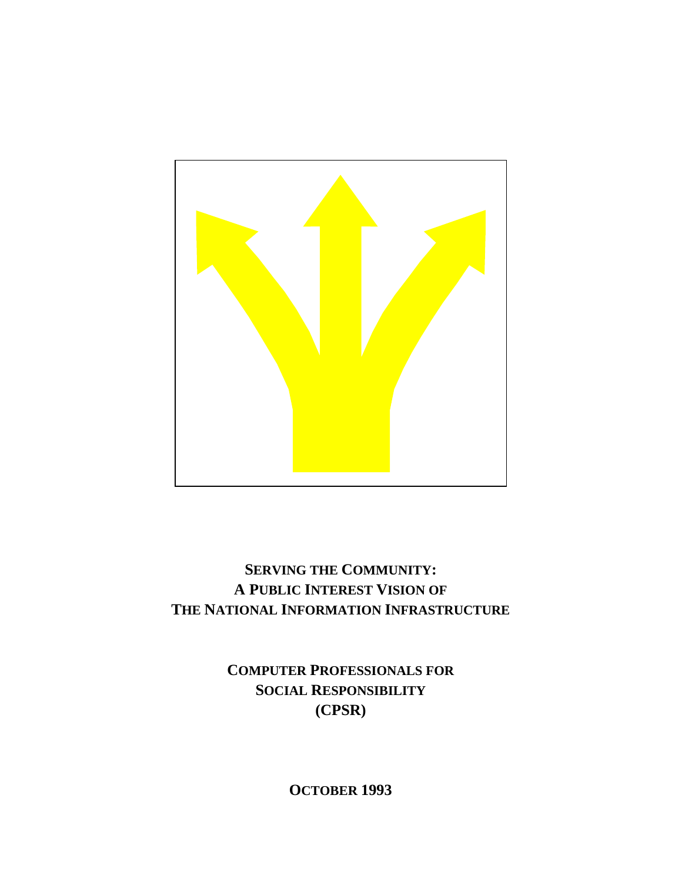# SERVING THE COMMUNITY: A PUBLIC INTEREST VISION OF THE NATIONAL INFORMATION INFRASTRUCTURE

**COMPUTER PROFESSIONALS FOR SOCIAL RESPONSIBILITY (CPSR)**

**OCTOBER 1993**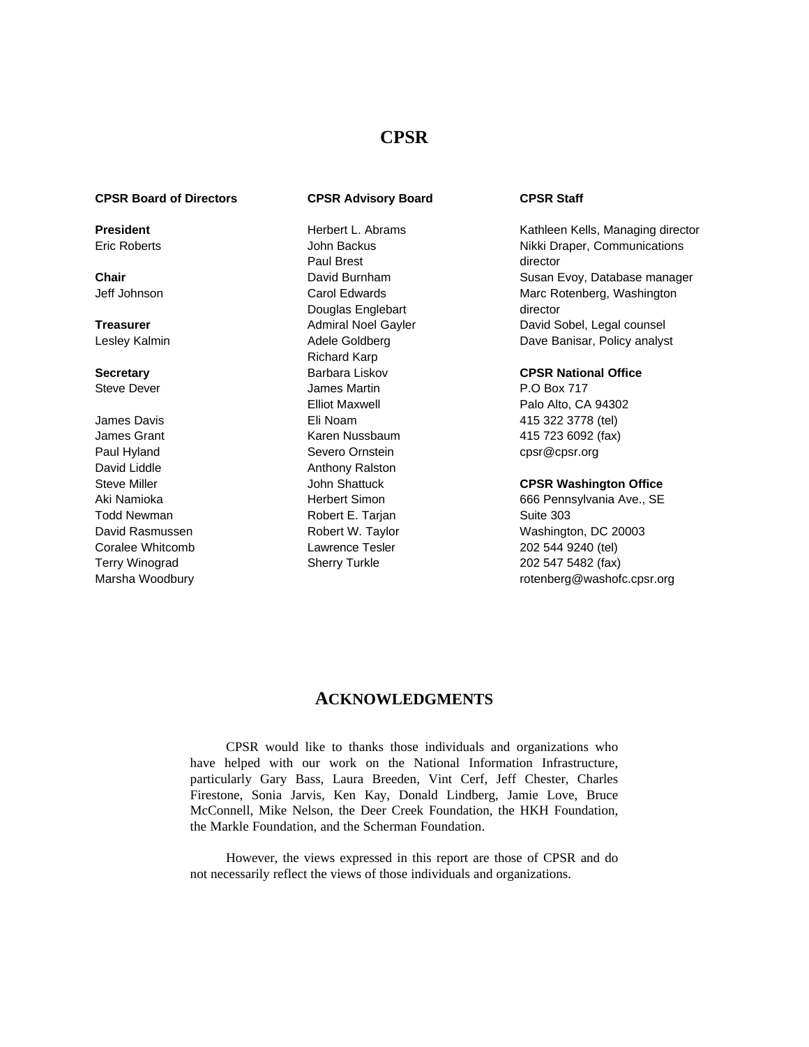# CPSR

**CPSR Board of Directors**

**President**
Eric Roberts

**Chair**
Jeff Johnson

**Treasurer**
Lesley Kalmin

**Secretary**
Steve Dever

James Davis
James Grant
Paul Hyland
David Liddle
Steve Miller
Aki Namioka
Todd Newman
David Rasmussen
Coralee Whitcomb
Terry Winograd
Marsha Woodbury

**CPSR Advisory Board**

Herbert L. Abrams
John Backus
Paul Brest
David Burnham
Carol Edwards
Douglas Englebart
Admiral Noel Gayler
Adele Goldberg
Richard Karp
Barbara Liskov
James Martin
Elliot Maxwell
Eli Noam
Karen Nussbaum
Severo Ornstein
Anthony Ralston
John Shattuck
Herbert Simon
Robert E. Tarjan
Robert W. Taylor
Lawrence Tesler
Sherry Turkle

**CPSR Staff**

Kathleen Kells, Managing director
Nikki Draper, Communications director
Susan Evoy, Database manager
Marc Rotenberg, Washington director
David Sobel, Legal counsel
Dave Banisar, Policy analyst

**CPSR National Office**

P.O Box 717
Palo Alto, CA 94302
415 322 3778 (tel)
415 723 6092 (fax)
cpsr@cpsr.org

**CPSR Washington Office**

666 Pennsylvania Ave., SE
Suite 303
Washington, DC 20003
202 544 9240 (tel)
202 547 5482 (fax)
rotenberg@washofc.cpsr.org

## ACKNOWLEDGMENTS

CPSR would like to thanks those individuals and organizations who have helped with our work on the National Information Infrastructure, particularly Gary Bass, Laura Breeden, Vint Cerf, Jeff Chester, Charles Firestone, Sonia Jarvis, Ken Kay, Donald Lindberg, Jamie Love, Bruce McConnell, Mike Nelson, the Deer Creek Foundation, the HKH Foundation, the Markle Foundation, and the Scherman Foundation.

However, the views expressed in this report are those of CPSR and do not necessarily reflect the views of those individuals and organizations.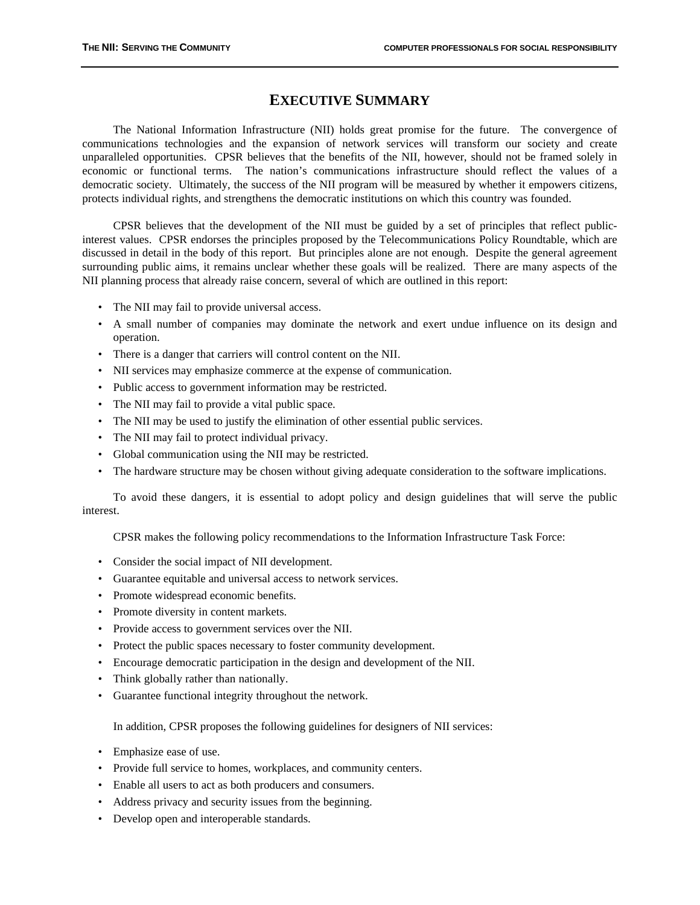# EXECUTIVE SUMMARY

The National Information Infrastructure (NII) holds great promise for the future. The convergence of communications technologies and the expansion of network services will transform our society and create unparalleled opportunities. CPSR believes that the benefits of the NII, however, should not be framed solely in economic or functional terms. The nation's communications infrastructure should reflect the values of a democratic society. Ultimately, the success of the NII program will be measured by whether it empowers citizens, protects individual rights, and strengthens the democratic institutions on which this country was founded.

CPSR believes that the development of the NII must be guided by a set of principles that reflect public-interest values. CPSR endorses the principles proposed by the Telecommunications Policy Roundtable, which are discussed in detail in the body of this report. But principles alone are not enough. Despite the general agreement surrounding public aims, it remains unclear whether these goals will be realized. There are many aspects of the NII planning process that already raise concern, several of which are outlined in this report:

- The NII may fail to provide universal access.
- A small number of companies may dominate the network and exert undue influence on its design and operation.
- There is a danger that carriers will control content on the NII.
- NII services may emphasize commerce at the expense of communication.
- Public access to government information may be restricted.
- The NII may fail to provide a vital public space.
- The NII may be used to justify the elimination of other essential public services.
- The NII may fail to protect individual privacy.
- Global communication using the NII may be restricted.
- The hardware structure may be chosen without giving adequate consideration to the software implications.

To avoid these dangers, it is essential to adopt policy and design guidelines that will serve the public interest.

CPSR makes the following policy recommendations to the Information Infrastructure Task Force:

- Consider the social impact of NII development.
- Guarantee equitable and universal access to network services.
- Promote widespread economic benefits.
- Promote diversity in content markets.
- Provide access to government services over the NII.
- Protect the public spaces necessary to foster community development.
- Encourage democratic participation in the design and development of the NII.
- Think globally rather than nationally.
- Guarantee functional integrity throughout the network.

In addition, CPSR proposes the following guidelines for designers of NII services:

- Emphasize ease of use.
- Provide full service to homes, workplaces, and community centers.
- Enable all users to act as both producers and consumers.
- Address privacy and security issues from the beginning.
- Develop open and interoperable standards.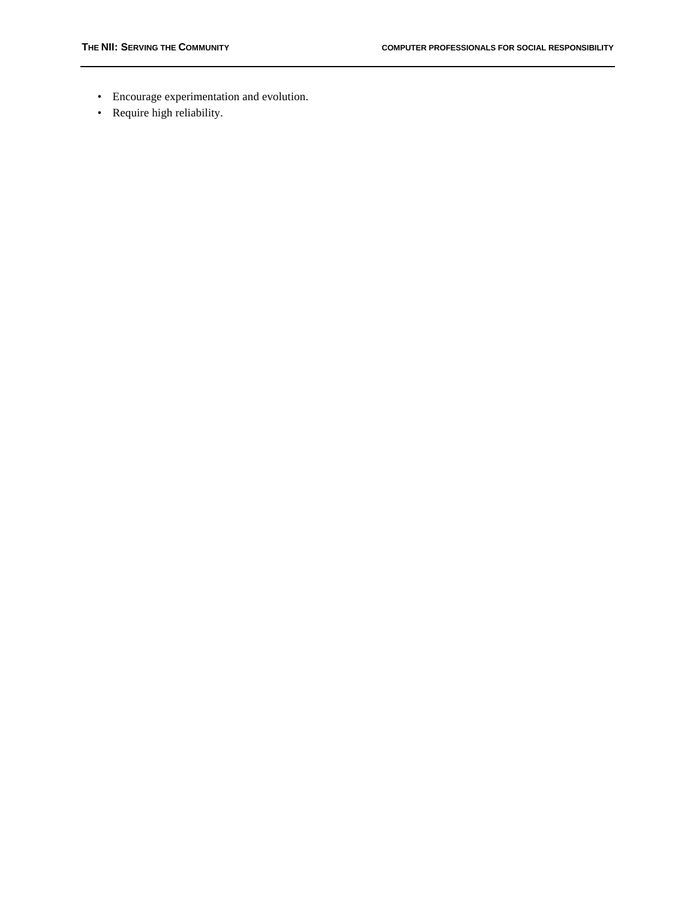- Encourage experimentation and evolution.
- Require high reliability.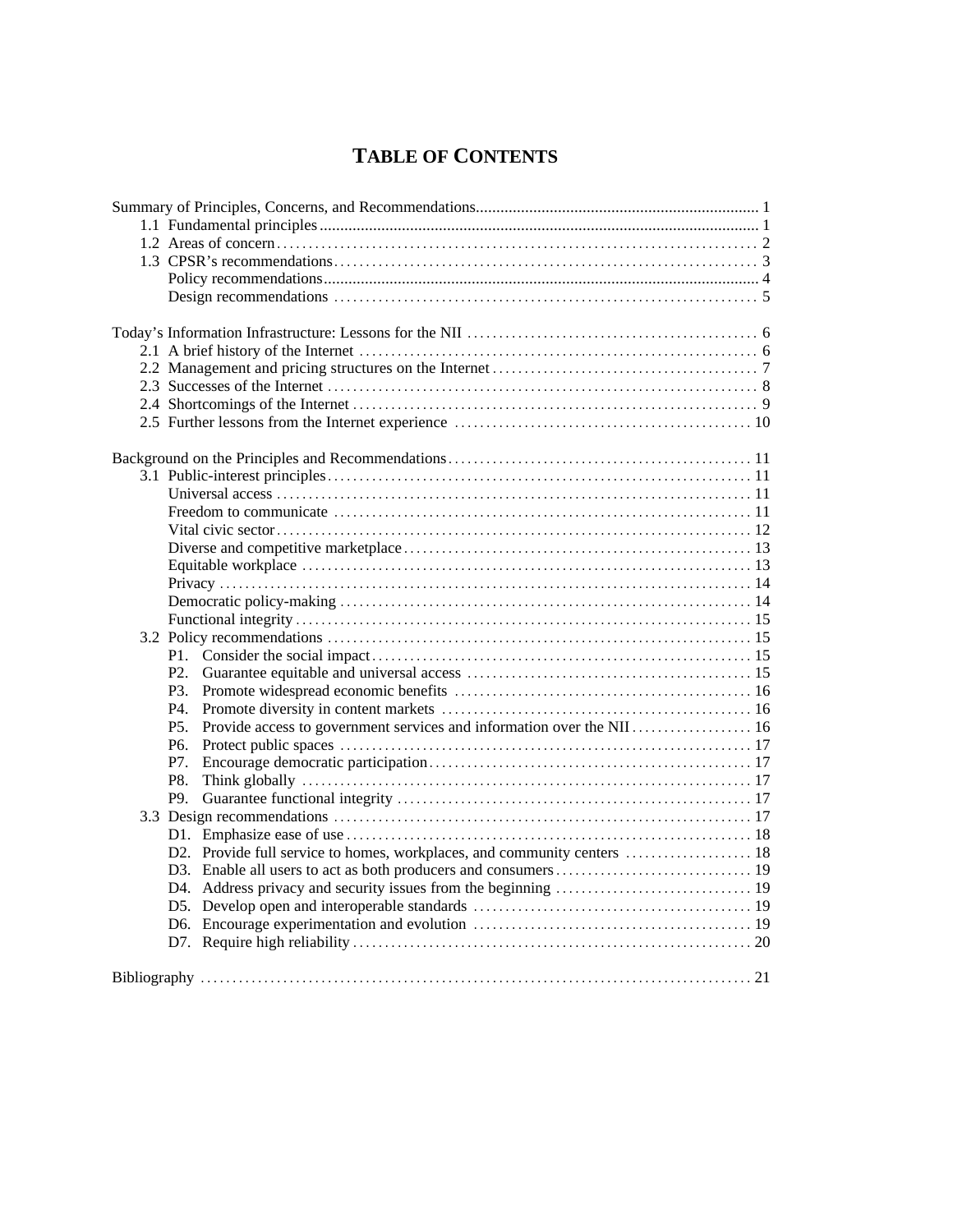# TABLE OF CONTENTS

Summary of Principles, Concerns, and Recommendations .... 1
- 1.1 Fundamental principles .... 1
- 1.2 Areas of concern .... 2
- 1.3 CPSR's recommendations .... 3
  - Policy recommendations .... 4
  - Design recommendations .... 5

Today's Information Infrastructure: Lessons for the NII .... 6
- 2.1 A brief history of the Internet .... 6
- 2.2 Management and pricing structures on the Internet .... 7
- 2.3 Successes of the Internet .... 8
- 2.4 Shortcomings of the Internet .... 9
- 2.5 Further lessons from the Internet experience .... 10

Background on the Principles and Recommendations .... 11
- 3.1 Public-interest principles .... 11
  - Universal access .... 11
  - Freedom to communicate .... 11
  - Vital civic sector .... 12
  - Diverse and competitive marketplace .... 13
  - Equitable workplace .... 13
  - Privacy .... 14
  - Democratic policy-making .... 14
  - Functional integrity .... 15
- 3.2 Policy recommendations .... 15
  - P1. Consider the social impact .... 15
  - P2. Guarantee equitable and universal access .... 15
  - P3. Promote widespread economic benefits .... 16
  - P4. Promote diversity in content markets .... 16
  - P5. Provide access to government services and information over the NII .... 16
  - P6. Protect public spaces .... 17
  - P7. Encourage democratic participation .... 17
  - P8. Think globally .... 17
  - P9. Guarantee functional integrity .... 17
- 3.3 Design recommendations .... 17
  - D1. Emphasize ease of use .... 18
  - D2. Provide full service to homes, workplaces, and community centers .... 18
  - D3. Enable all users to act as both producers and consumers .... 19
  - D4. Address privacy and security issues from the beginning .... 19
  - D5. Develop open and interoperable standards .... 19
  - D6. Encourage experimentation and evolution .... 19
  - D7. Require high reliability .... 20

Bibliography .... 21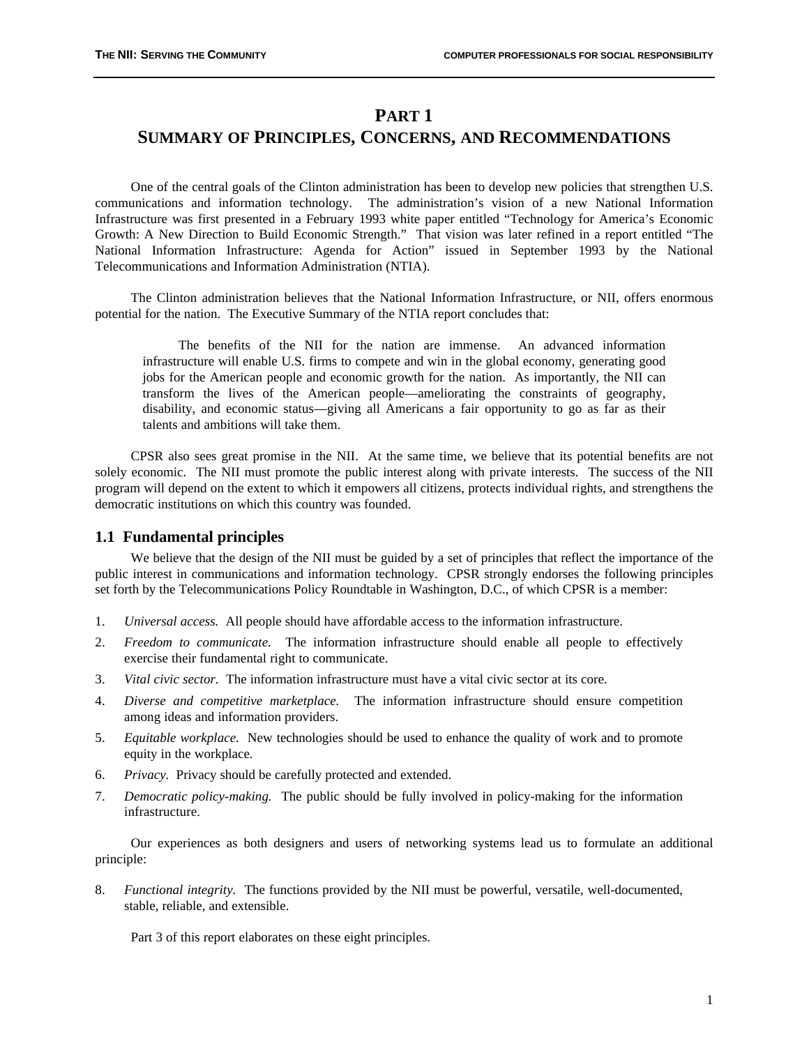# PART 1
# SUMMARY OF PRINCIPLES, CONCERNS, AND RECOMMENDATIONS

One of the central goals of the Clinton administration has been to develop new policies that strengthen U.S. communications and information technology. The administration's vision of a new National Information Infrastructure was first presented in a February 1993 white paper entitled "Technology for America's Economic Growth: A New Direction to Build Economic Strength." That vision was later refined in a report entitled "The National Information Infrastructure: Agenda for Action" issued in September 1993 by the National Telecommunications and Information Administration (NTIA).

The Clinton administration believes that the National Information Infrastructure, or NII, offers enormous potential for the nation. The Executive Summary of the NTIA report concludes that:

> The benefits of the NII for the nation are immense. An advanced information infrastructure will enable U.S. firms to compete and win in the global economy, generating good jobs for the American people and economic growth for the nation. As importantly, the NII can transform the lives of the American people—ameliorating the constraints of geography, disability, and economic status—giving all Americans a fair opportunity to go as far as their talents and ambitions will take them.

CPSR also sees great promise in the NII. At the same time, we believe that its potential benefits are not solely economic. The NII must promote the public interest along with private interests. The success of the NII program will depend on the extent to which it empowers all citizens, protects individual rights, and strengthens the democratic institutions on which this country was founded.

## 1.1 Fundamental principles

We believe that the design of the NII must be guided by a set of principles that reflect the importance of the public interest in communications and information technology. CPSR strongly endorses the following principles set forth by the Telecommunications Policy Roundtable in Washington, D.C., of which CPSR is a member:

1. *Universal access.* All people should have affordable access to the information infrastructure.
2. *Freedom to communicate.* The information infrastructure should enable all people to effectively exercise their fundamental right to communicate.
3. *Vital civic sector.* The information infrastructure must have a vital civic sector at its core.
4. *Diverse and competitive marketplace.* The information infrastructure should ensure competition among ideas and information providers.
5. *Equitable workplace.* New technologies should be used to enhance the quality of work and to promote equity in the workplace.
6. *Privacy.* Privacy should be carefully protected and extended.
7. *Democratic policy-making.* The public should be fully involved in policy-making for the information infrastructure.

Our experiences as both designers and users of networking systems lead us to formulate an additional principle:

8. *Functional integrity.* The functions provided by the NII must be powerful, versatile, well-documented, stable, reliable, and extensible.

Part 3 of this report elaborates on these eight principles.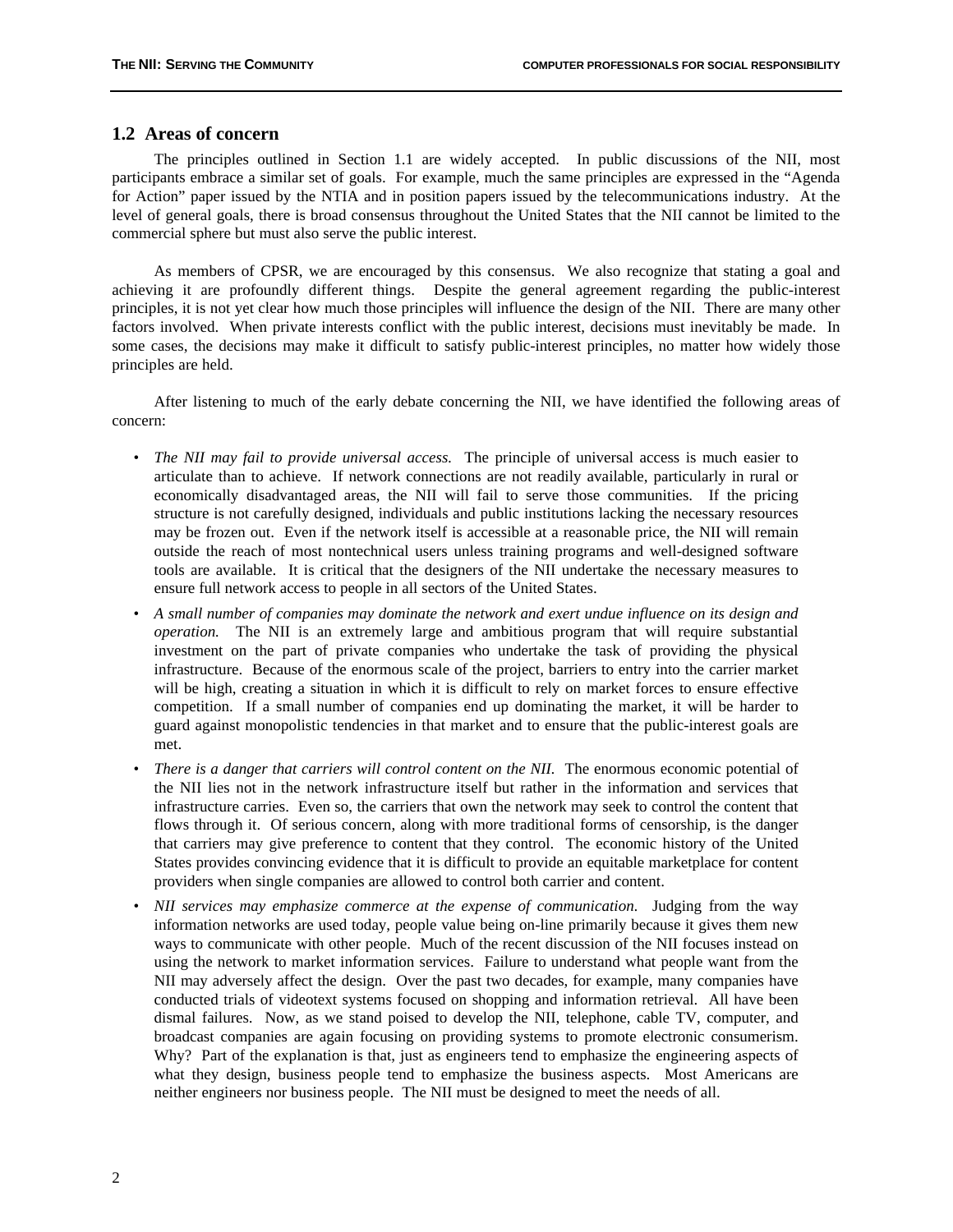## 1.2 Areas of concern

The principles outlined in Section 1.1 are widely accepted. In public discussions of the NII, most participants embrace a similar set of goals. For example, much the same principles are expressed in the "Agenda for Action" paper issued by the NTIA and in position papers issued by the telecommunications industry. At the level of general goals, there is broad consensus throughout the United States that the NII cannot be limited to the commercial sphere but must also serve the public interest.

As members of CPSR, we are encouraged by this consensus. We also recognize that stating a goal and achieving it are profoundly different things. Despite the general agreement regarding the public-interest principles, it is not yet clear how much those principles will influence the design of the NII. There are many other factors involved. When private interests conflict with the public interest, decisions must inevitably be made. In some cases, the decisions may make it difficult to satisfy public-interest principles, no matter how widely those principles are held.

After listening to much of the early debate concerning the NII, we have identified the following areas of concern:

- *The NII may fail to provide universal access.* The principle of universal access is much easier to articulate than to achieve. If network connections are not readily available, particularly in rural or economically disadvantaged areas, the NII will fail to serve those communities. If the pricing structure is not carefully designed, individuals and public institutions lacking the necessary resources may be frozen out. Even if the network itself is accessible at a reasonable price, the NII will remain outside the reach of most nontechnical users unless training programs and well-designed software tools are available. It is critical that the designers of the NII undertake the necessary measures to ensure full network access to people in all sectors of the United States.
- *A small number of companies may dominate the network and exert undue influence on its design and operation.* The NII is an extremely large and ambitious program that will require substantial investment on the part of private companies who undertake the task of providing the physical infrastructure. Because of the enormous scale of the project, barriers to entry into the carrier market will be high, creating a situation in which it is difficult to rely on market forces to ensure effective competition. If a small number of companies end up dominating the market, it will be harder to guard against monopolistic tendencies in that market and to ensure that the public-interest goals are met.
- *There is a danger that carriers will control content on the NII.* The enormous economic potential of the NII lies not in the network infrastructure itself but rather in the information and services that infrastructure carries. Even so, the carriers that own the network may seek to control the content that flows through it. Of serious concern, along with more traditional forms of censorship, is the danger that carriers may give preference to content that they control. The economic history of the United States provides convincing evidence that it is difficult to provide an equitable marketplace for content providers when single companies are allowed to control both carrier and content.
- *NII services may emphasize commerce at the expense of communication.* Judging from the way information networks are used today, people value being on-line primarily because it gives them new ways to communicate with other people. Much of the recent discussion of the NII focuses instead on using the network to market information services. Failure to understand what people want from the NII may adversely affect the design. Over the past two decades, for example, many companies have conducted trials of videotext systems focused on shopping and information retrieval. All have been dismal failures. Now, as we stand poised to develop the NII, telephone, cable TV, computer, and broadcast companies are again focusing on providing systems to promote electronic consumerism. Why? Part of the explanation is that, just as engineers tend to emphasize the engineering aspects of what they design, business people tend to emphasize the business aspects. Most Americans are neither engineers nor business people. The NII must be designed to meet the needs of all.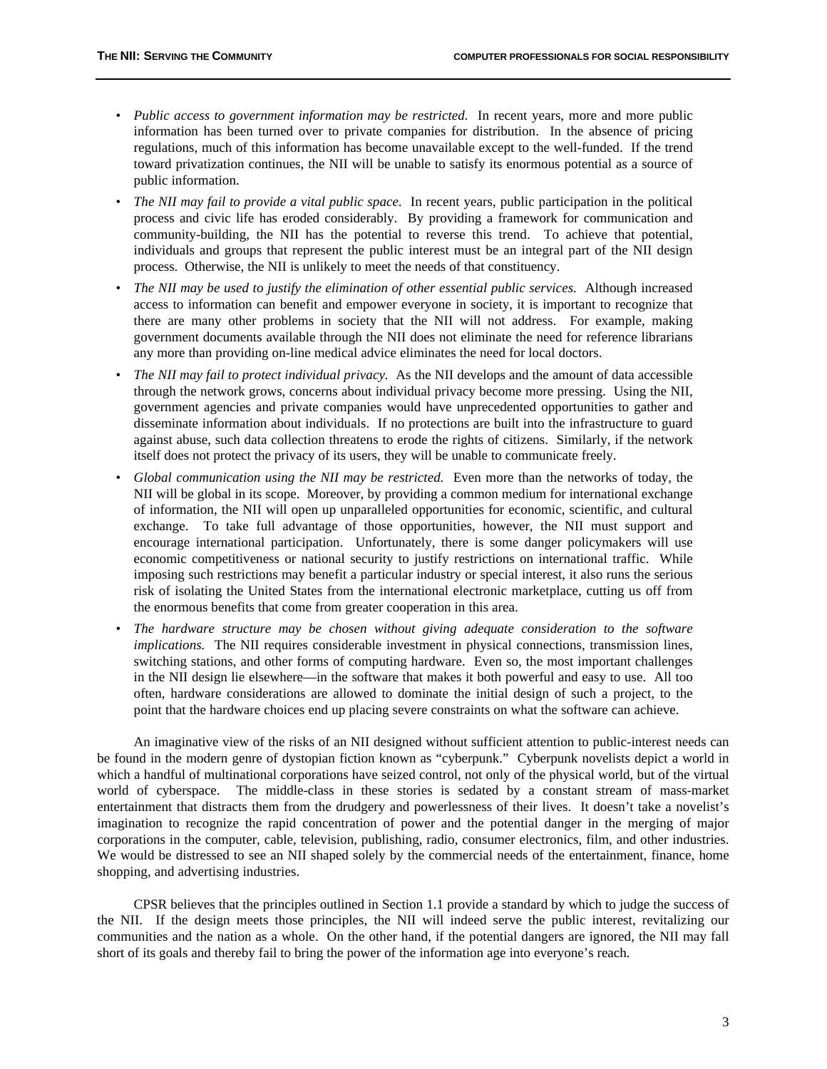- *Public access to government information may be restricted.* In recent years, more and more public information has been turned over to private companies for distribution. In the absence of pricing regulations, much of this information has become unavailable except to the well-funded. If the trend toward privatization continues, the NII will be unable to satisfy its enormous potential as a source of public information.
- *The NII may fail to provide a vital public space.* In recent years, public participation in the political process and civic life has eroded considerably. By providing a framework for communication and community-building, the NII has the potential to reverse this trend. To achieve that potential, individuals and groups that represent the public interest must be an integral part of the NII design process. Otherwise, the NII is unlikely to meet the needs of that constituency.
- *The NII may be used to justify the elimination of other essential public services.* Although increased access to information can benefit and empower everyone in society, it is important to recognize that there are many other problems in society that the NII will not address. For example, making government documents available through the NII does not eliminate the need for reference librarians any more than providing on-line medical advice eliminates the need for local doctors.
- *The NII may fail to protect individual privacy.* As the NII develops and the amount of data accessible through the network grows, concerns about individual privacy become more pressing. Using the NII, government agencies and private companies would have unprecedented opportunities to gather and disseminate information about individuals. If no protections are built into the infrastructure to guard against abuse, such data collection threatens to erode the rights of citizens. Similarly, if the network itself does not protect the privacy of its users, they will be unable to communicate freely.
- *Global communication using the NII may be restricted.* Even more than the networks of today, the NII will be global in its scope. Moreover, by providing a common medium for international exchange of information, the NII will open up unparalleled opportunities for economic, scientific, and cultural exchange. To take full advantage of those opportunities, however, the NII must support and encourage international participation. Unfortunately, there is some danger policymakers will use economic competitiveness or national security to justify restrictions on international traffic. While imposing such restrictions may benefit a particular industry or special interest, it also runs the serious risk of isolating the United States from the international electronic marketplace, cutting us off from the enormous benefits that come from greater cooperation in this area.
- *The hardware structure may be chosen without giving adequate consideration to the software implications.* The NII requires considerable investment in physical connections, transmission lines, switching stations, and other forms of computing hardware. Even so, the most important challenges in the NII design lie elsewhere—in the software that makes it both powerful and easy to use. All too often, hardware considerations are allowed to dominate the initial design of such a project, to the point that the hardware choices end up placing severe constraints on what the software can achieve.

An imaginative view of the risks of an NII designed without sufficient attention to public-interest needs can be found in the modern genre of dystopian fiction known as "cyberpunk." Cyberpunk novelists depict a world in which a handful of multinational corporations have seized control, not only of the physical world, but of the virtual world of cyberspace. The middle-class in these stories is sedated by a constant stream of mass-market entertainment that distracts them from the drudgery and powerlessness of their lives. It doesn't take a novelist's imagination to recognize the rapid concentration of power and the potential danger in the merging of major corporations in the computer, cable, television, publishing, radio, consumer electronics, film, and other industries. We would be distressed to see an NII shaped solely by the commercial needs of the entertainment, finance, home shopping, and advertising industries.

CPSR believes that the principles outlined in Section 1.1 provide a standard by which to judge the success of the NII. If the design meets those principles, the NII will indeed serve the public interest, revitalizing our communities and the nation as a whole. On the other hand, if the potential dangers are ignored, the NII may fall short of its goals and thereby fail to bring the power of the information age into everyone's reach.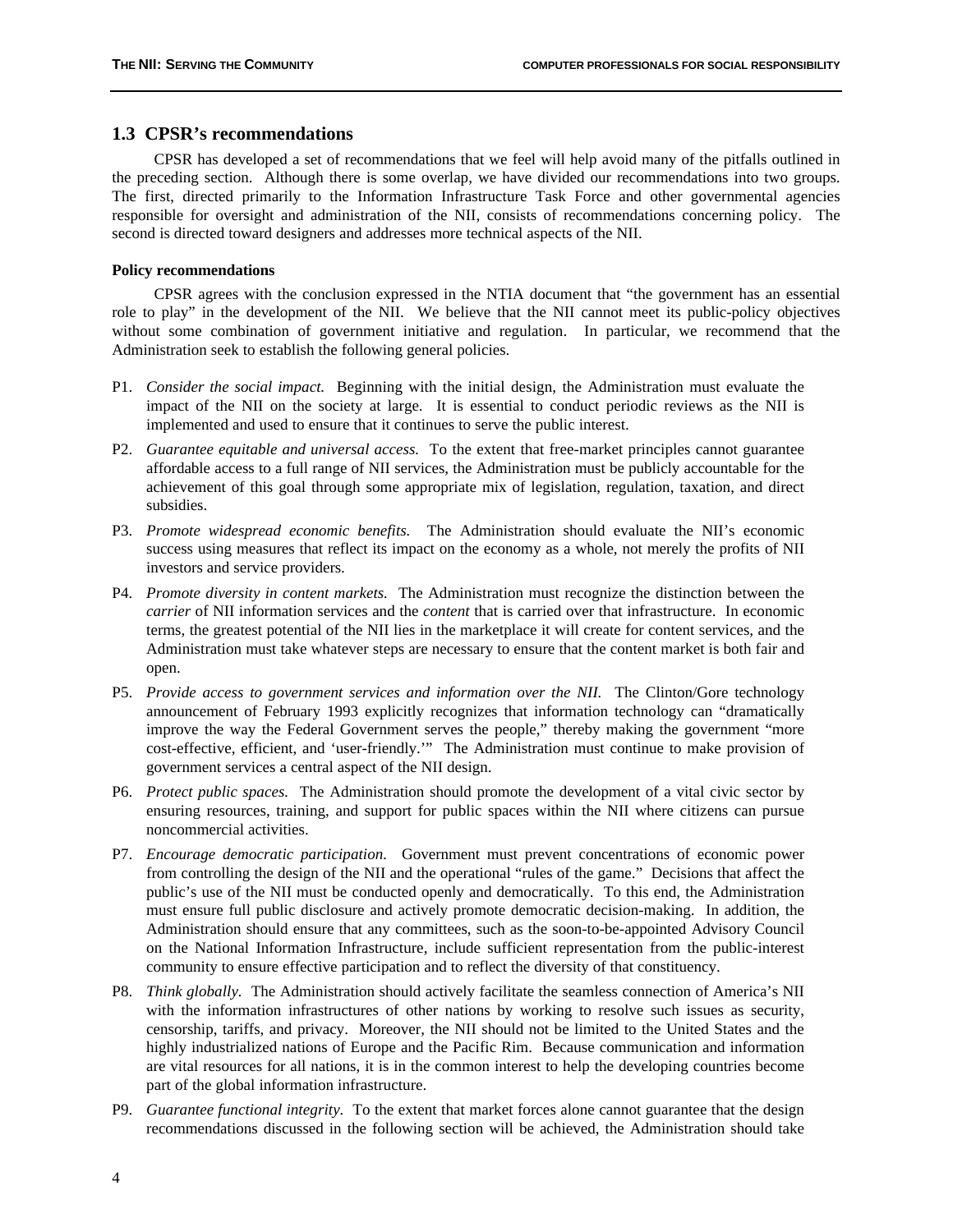## 1.3 CPSR's recommendations

CPSR has developed a set of recommendations that we feel will help avoid many of the pitfalls outlined in the preceding section. Although there is some overlap, we have divided our recommendations into two groups. The first, directed primarily to the Information Infrastructure Task Force and other governmental agencies responsible for oversight and administration of the NII, consists of recommendations concerning policy. The second is directed toward designers and addresses more technical aspects of the NII.

#### Policy recommendations

CPSR agrees with the conclusion expressed in the NTIA document that "the government has an essential role to play" in the development of the NII. We believe that the NII cannot meet its public-policy objectives without some combination of government initiative and regulation. In particular, we recommend that the Administration seek to establish the following general policies.

P1. *Consider the social impact.* Beginning with the initial design, the Administration must evaluate the impact of the NII on the society at large. It is essential to conduct periodic reviews as the NII is implemented and used to ensure that it continues to serve the public interest.

P2. *Guarantee equitable and universal access.* To the extent that free-market principles cannot guarantee affordable access to a full range of NII services, the Administration must be publicly accountable for the achievement of this goal through some appropriate mix of legislation, regulation, taxation, and direct subsidies.

P3. *Promote widespread economic benefits.* The Administration should evaluate the NII's economic success using measures that reflect its impact on the economy as a whole, not merely the profits of NII investors and service providers.

P4. *Promote diversity in content markets.* The Administration must recognize the distinction between the *carrier* of NII information services and the *content* that is carried over that infrastructure. In economic terms, the greatest potential of the NII lies in the marketplace it will create for content services, and the Administration must take whatever steps are necessary to ensure that the content market is both fair and open.

P5. *Provide access to government services and information over the NII.* The Clinton/Gore technology announcement of February 1993 explicitly recognizes that information technology can "dramatically improve the way the Federal Government serves the people," thereby making the government "more cost-effective, efficient, and 'user-friendly.'" The Administration must continue to make provision of government services a central aspect of the NII design.

P6. *Protect public spaces.* The Administration should promote the development of a vital civic sector by ensuring resources, training, and support for public spaces within the NII where citizens can pursue noncommercial activities.

P7. *Encourage democratic participation.* Government must prevent concentrations of economic power from controlling the design of the NII and the operational "rules of the game." Decisions that affect the public's use of the NII must be conducted openly and democratically. To this end, the Administration must ensure full public disclosure and actively promote democratic decision-making. In addition, the Administration should ensure that any committees, such as the soon-to-be-appointed Advisory Council on the National Information Infrastructure, include sufficient representation from the public-interest community to ensure effective participation and to reflect the diversity of that constituency.

P8. *Think globally.* The Administration should actively facilitate the seamless connection of America's NII with the information infrastructures of other nations by working to resolve such issues as security, censorship, tariffs, and privacy. Moreover, the NII should not be limited to the United States and the highly industrialized nations of Europe and the Pacific Rim. Because communication and information are vital resources for all nations, it is in the common interest to help the developing countries become part of the global information infrastructure.

P9. *Guarantee functional integrity.* To the extent that market forces alone cannot guarantee that the design recommendations discussed in the following section will be achieved, the Administration should take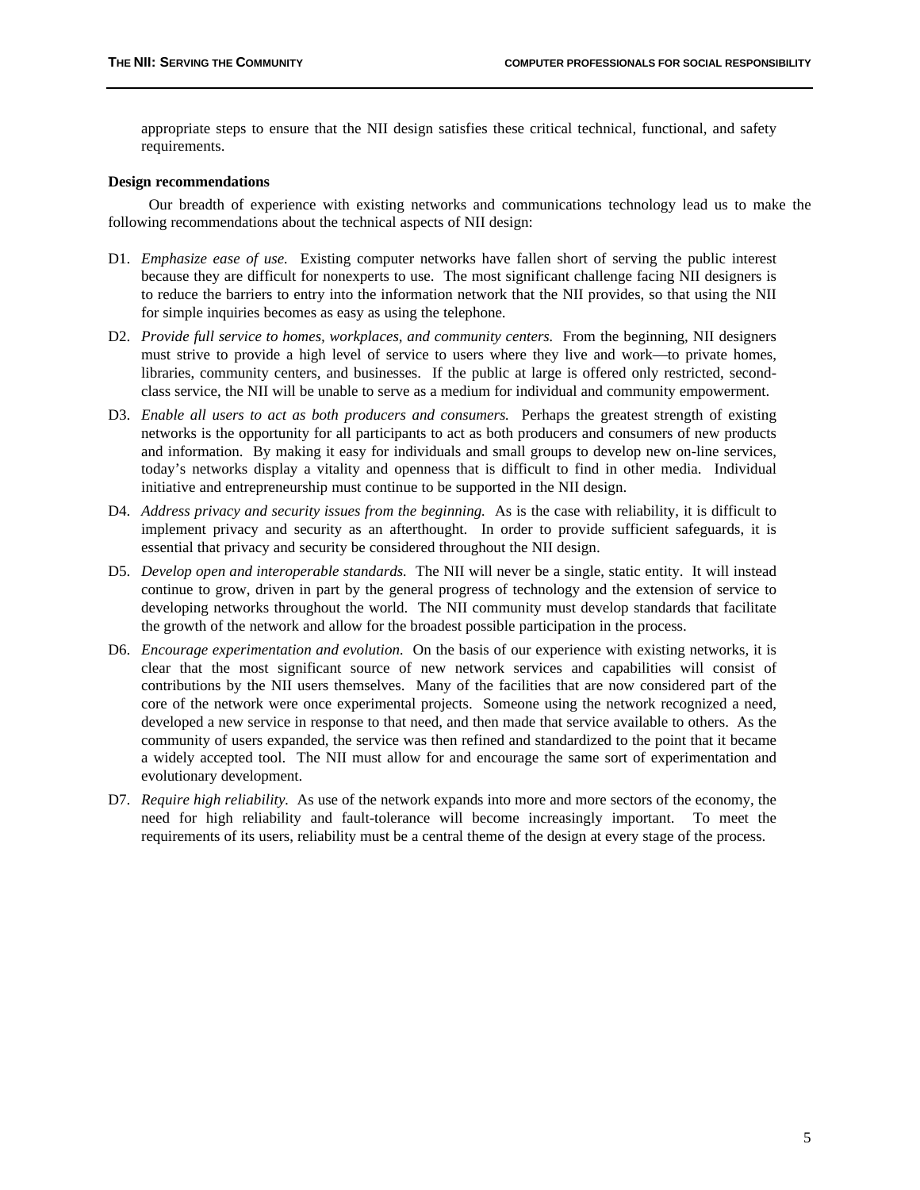appropriate steps to ensure that the NII design satisfies these critical technical, functional, and safety requirements.

**Design recommendations**

Our breadth of experience with existing networks and communications technology lead us to make the following recommendations about the technical aspects of NII design:

D1. *Emphasize ease of use.* Existing computer networks have fallen short of serving the public interest because they are difficult for nonexperts to use. The most significant challenge facing NII designers is to reduce the barriers to entry into the information network that the NII provides, so that using the NII for simple inquiries becomes as easy as using the telephone.

D2. *Provide full service to homes, workplaces, and community centers.* From the beginning, NII designers must strive to provide a high level of service to users where they live and work—to private homes, libraries, community centers, and businesses. If the public at large is offered only restricted, second-class service, the NII will be unable to serve as a medium for individual and community empowerment.

D3. *Enable all users to act as both producers and consumers.* Perhaps the greatest strength of existing networks is the opportunity for all participants to act as both producers and consumers of new products and information. By making it easy for individuals and small groups to develop new on-line services, today's networks display a vitality and openness that is difficult to find in other media. Individual initiative and entrepreneurship must continue to be supported in the NII design.

D4. *Address privacy and security issues from the beginning.* As is the case with reliability, it is difficult to implement privacy and security as an afterthought. In order to provide sufficient safeguards, it is essential that privacy and security be considered throughout the NII design.

D5. *Develop open and interoperable standards.* The NII will never be a single, static entity. It will instead continue to grow, driven in part by the general progress of technology and the extension of service to developing networks throughout the world. The NII community must develop standards that facilitate the growth of the network and allow for the broadest possible participation in the process.

D6. *Encourage experimentation and evolution.* On the basis of our experience with existing networks, it is clear that the most significant source of new network services and capabilities will consist of contributions by the NII users themselves. Many of the facilities that are now considered part of the core of the network were once experimental projects. Someone using the network recognized a need, developed a new service in response to that need, and then made that service available to others. As the community of users expanded, the service was then refined and standardized to the point that it became a widely accepted tool. The NII must allow for and encourage the same sort of experimentation and evolutionary development.

D7. *Require high reliability.* As use of the network expands into more and more sectors of the economy, the need for high reliability and fault-tolerance will become increasingly important. To meet the requirements of its users, reliability must be a central theme of the design at every stage of the process.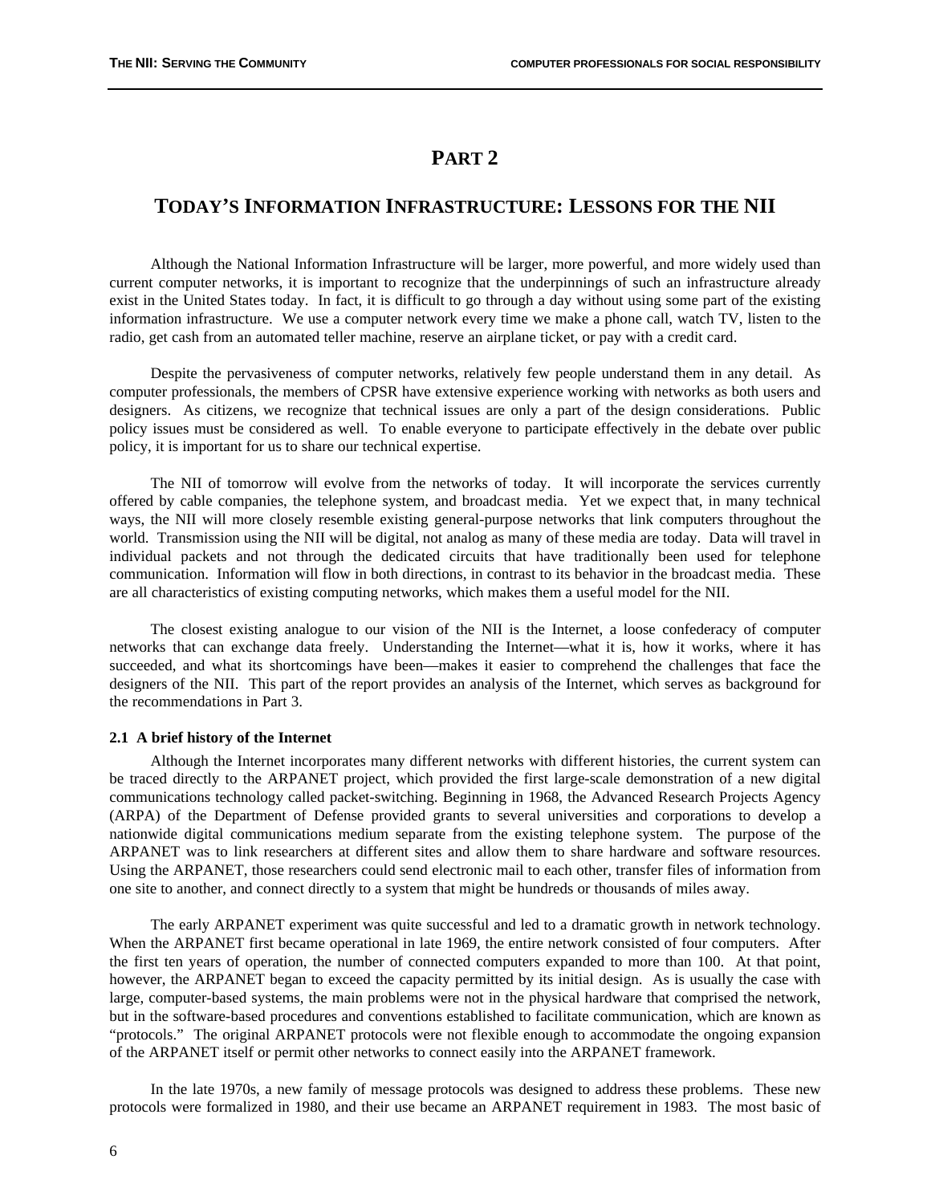# PART 2

## TODAY'S INFORMATION INFRASTRUCTURE: LESSONS FOR THE NII

Although the National Information Infrastructure will be larger, more powerful, and more widely used than current computer networks, it is important to recognize that the underpinnings of such an infrastructure already exist in the United States today. In fact, it is difficult to go through a day without using some part of the existing information infrastructure. We use a computer network every time we make a phone call, watch TV, listen to the radio, get cash from an automated teller machine, reserve an airplane ticket, or pay with a credit card.

Despite the pervasiveness of computer networks, relatively few people understand them in any detail. As computer professionals, the members of CPSR have extensive experience working with networks as both users and designers. As citizens, we recognize that technical issues are only a part of the design considerations. Public policy issues must be considered as well. To enable everyone to participate effectively in the debate over public policy, it is important for us to share our technical expertise.

The NII of tomorrow will evolve from the networks of today. It will incorporate the services currently offered by cable companies, the telephone system, and broadcast media. Yet we expect that, in many technical ways, the NII will more closely resemble existing general-purpose networks that link computers throughout the world. Transmission using the NII will be digital, not analog as many of these media are today. Data will travel in individual packets and not through the dedicated circuits that have traditionally been used for telephone communication. Information will flow in both directions, in contrast to its behavior in the broadcast media. These are all characteristics of existing computing networks, which makes them a useful model for the NII.

The closest existing analogue to our vision of the NII is the Internet, a loose confederacy of computer networks that can exchange data freely. Understanding the Internet—what it is, how it works, where it has succeeded, and what its shortcomings have been—makes it easier to comprehend the challenges that face the designers of the NII. This part of the report provides an analysis of the Internet, which serves as background for the recommendations in Part 3.

### 2.1 A brief history of the Internet

Although the Internet incorporates many different networks with different histories, the current system can be traced directly to the ARPANET project, which provided the first large-scale demonstration of a new digital communications technology called packet-switching. Beginning in 1968, the Advanced Research Projects Agency (ARPA) of the Department of Defense provided grants to several universities and corporations to develop a nationwide digital communications medium separate from the existing telephone system. The purpose of the ARPANET was to link researchers at different sites and allow them to share hardware and software resources. Using the ARPANET, those researchers could send electronic mail to each other, transfer files of information from one site to another, and connect directly to a system that might be hundreds or thousands of miles away.

The early ARPANET experiment was quite successful and led to a dramatic growth in network technology. When the ARPANET first became operational in late 1969, the entire network consisted of four computers. After the first ten years of operation, the number of connected computers expanded to more than 100. At that point, however, the ARPANET began to exceed the capacity permitted by its initial design. As is usually the case with large, computer-based systems, the main problems were not in the physical hardware that comprised the network, but in the software-based procedures and conventions established to facilitate communication, which are known as "protocols." The original ARPANET protocols were not flexible enough to accommodate the ongoing expansion of the ARPANET itself or permit other networks to connect easily into the ARPANET framework.

In the late 1970s, a new family of message protocols was designed to address these problems. These new protocols were formalized in 1980, and their use became an ARPANET requirement in 1983. The most basic of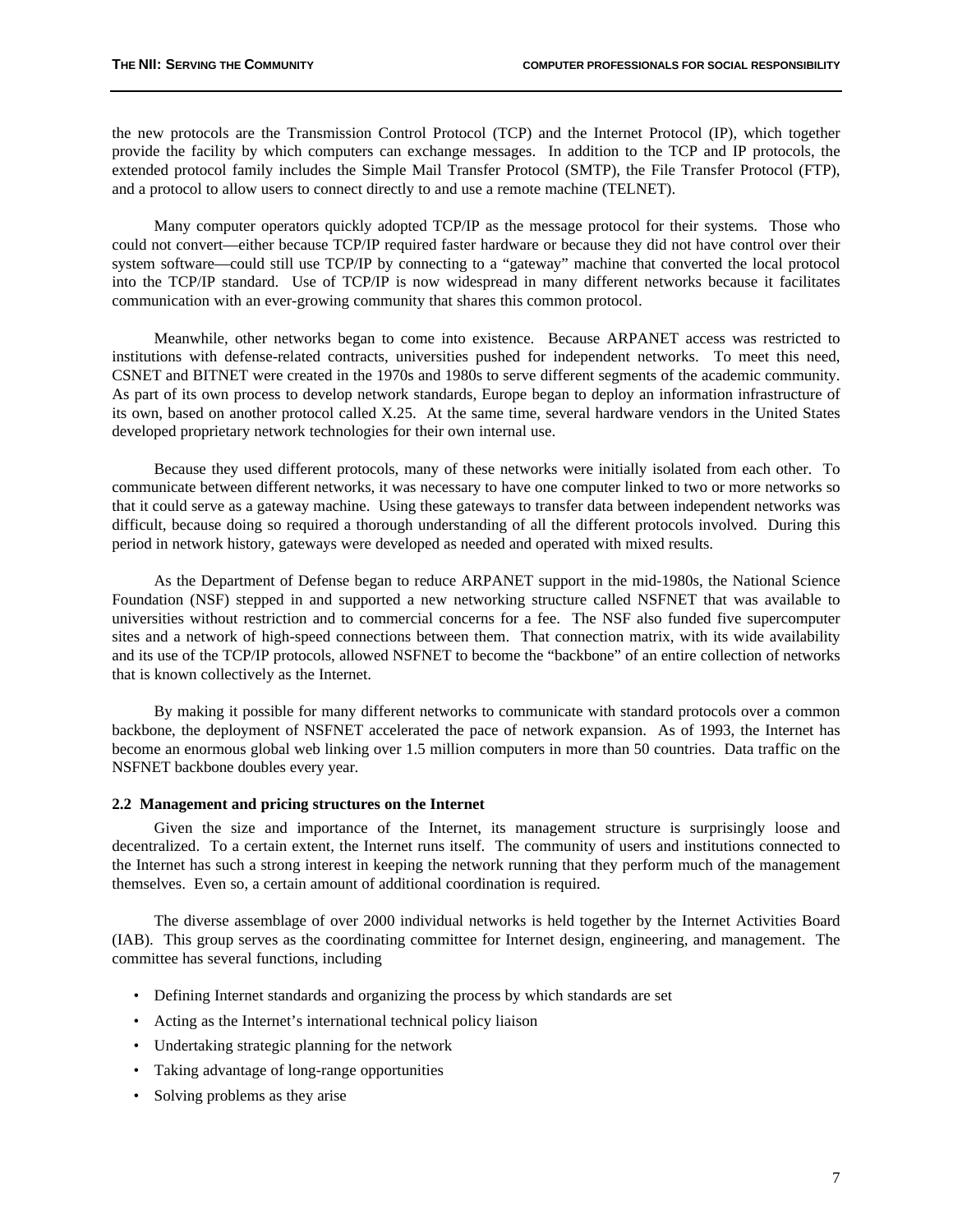the new protocols are the Transmission Control Protocol (TCP) and the Internet Protocol (IP), which together provide the facility by which computers can exchange messages. In addition to the TCP and IP protocols, the extended protocol family includes the Simple Mail Transfer Protocol (SMTP), the File Transfer Protocol (FTP), and a protocol to allow users to connect directly to and use a remote machine (TELNET).

Many computer operators quickly adopted TCP/IP as the message protocol for their systems. Those who could not convert—either because TCP/IP required faster hardware or because they did not have control over their system software—could still use TCP/IP by connecting to a "gateway" machine that converted the local protocol into the TCP/IP standard. Use of TCP/IP is now widespread in many different networks because it facilitates communication with an ever-growing community that shares this common protocol.

Meanwhile, other networks began to come into existence. Because ARPANET access was restricted to institutions with defense-related contracts, universities pushed for independent networks. To meet this need, CSNET and BITNET were created in the 1970s and 1980s to serve different segments of the academic community. As part of its own process to develop network standards, Europe began to deploy an information infrastructure of its own, based on another protocol called X.25. At the same time, several hardware vendors in the United States developed proprietary network technologies for their own internal use.

Because they used different protocols, many of these networks were initially isolated from each other. To communicate between different networks, it was necessary to have one computer linked to two or more networks so that it could serve as a gateway machine. Using these gateways to transfer data between independent networks was difficult, because doing so required a thorough understanding of all the different protocols involved. During this period in network history, gateways were developed as needed and operated with mixed results.

As the Department of Defense began to reduce ARPANET support in the mid-1980s, the National Science Foundation (NSF) stepped in and supported a new networking structure called NSFNET that was available to universities without restriction and to commercial concerns for a fee. The NSF also funded five supercomputer sites and a network of high-speed connections between them. That connection matrix, with its wide availability and its use of the TCP/IP protocols, allowed NSFNET to become the "backbone" of an entire collection of networks that is known collectively as the Internet.

By making it possible for many different networks to communicate with standard protocols over a common backbone, the deployment of NSFNET accelerated the pace of network expansion. As of 1993, the Internet has become an enormous global web linking over 1.5 million computers in more than 50 countries. Data traffic on the NSFNET backbone doubles every year.

### 2.2 Management and pricing structures on the Internet

Given the size and importance of the Internet, its management structure is surprisingly loose and decentralized. To a certain extent, the Internet runs itself. The community of users and institutions connected to the Internet has such a strong interest in keeping the network running that they perform much of the management themselves. Even so, a certain amount of additional coordination is required.

The diverse assemblage of over 2000 individual networks is held together by the Internet Activities Board (IAB). This group serves as the coordinating committee for Internet design, engineering, and management. The committee has several functions, including

- Defining Internet standards and organizing the process by which standards are set
- Acting as the Internet's international technical policy liaison
- Undertaking strategic planning for the network
- Taking advantage of long-range opportunities
- Solving problems as they arise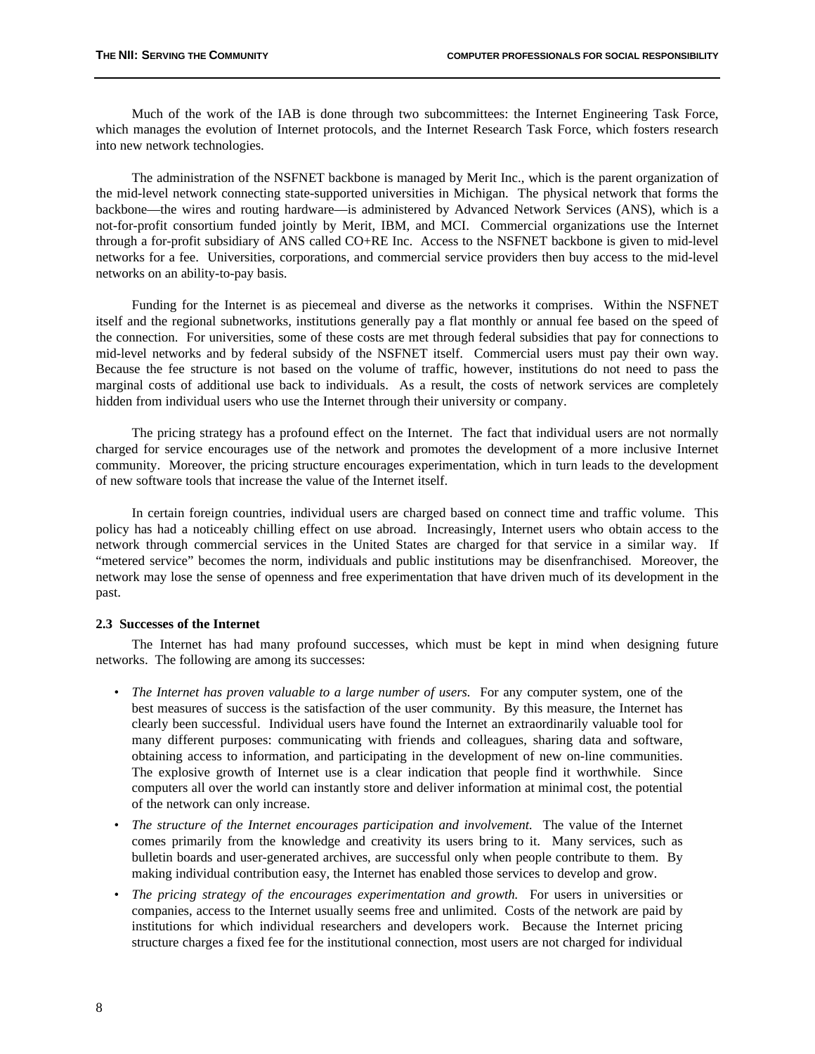Much of the work of the IAB is done through two subcommittees: the Internet Engineering Task Force, which manages the evolution of Internet protocols, and the Internet Research Task Force, which fosters research into new network technologies.

The administration of the NSFNET backbone is managed by Merit Inc., which is the parent organization of the mid-level network connecting state-supported universities in Michigan. The physical network that forms the backbone—the wires and routing hardware—is administered by Advanced Network Services (ANS), which is a not-for-profit consortium funded jointly by Merit, IBM, and MCI. Commercial organizations use the Internet through a for-profit subsidiary of ANS called CO+RE Inc. Access to the NSFNET backbone is given to mid-level networks for a fee. Universities, corporations, and commercial service providers then buy access to the mid-level networks on an ability-to-pay basis.

Funding for the Internet is as piecemeal and diverse as the networks it comprises. Within the NSFNET itself and the regional subnetworks, institutions generally pay a flat monthly or annual fee based on the speed of the connection. For universities, some of these costs are met through federal subsidies that pay for connections to mid-level networks and by federal subsidy of the NSFNET itself. Commercial users must pay their own way. Because the fee structure is not based on the volume of traffic, however, institutions do not need to pass the marginal costs of additional use back to individuals. As a result, the costs of network services are completely hidden from individual users who use the Internet through their university or company.

The pricing strategy has a profound effect on the Internet. The fact that individual users are not normally charged for service encourages use of the network and promotes the development of a more inclusive Internet community. Moreover, the pricing structure encourages experimentation, which in turn leads to the development of new software tools that increase the value of the Internet itself.

In certain foreign countries, individual users are charged based on connect time and traffic volume. This policy has had a noticeably chilling effect on use abroad. Increasingly, Internet users who obtain access to the network through commercial services in the United States are charged for that service in a similar way. If "metered service" becomes the norm, individuals and public institutions may be disenfranchised. Moreover, the network may lose the sense of openness and free experimentation that have driven much of its development in the past.

### 2.3 Successes of the Internet

The Internet has had many profound successes, which must be kept in mind when designing future networks. The following are among its successes:

- *The Internet has proven valuable to a large number of users.* For any computer system, one of the best measures of success is the satisfaction of the user community. By this measure, the Internet has clearly been successful. Individual users have found the Internet an extraordinarily valuable tool for many different purposes: communicating with friends and colleagues, sharing data and software, obtaining access to information, and participating in the development of new on-line communities. The explosive growth of Internet use is a clear indication that people find it worthwhile. Since computers all over the world can instantly store and deliver information at minimal cost, the potential of the network can only increase.
- *The structure of the Internet encourages participation and involvement.* The value of the Internet comes primarily from the knowledge and creativity its users bring to it. Many services, such as bulletin boards and user-generated archives, are successful only when people contribute to them. By making individual contribution easy, the Internet has enabled those services to develop and grow.
- *The pricing strategy of the encourages experimentation and growth.* For users in universities or companies, access to the Internet usually seems free and unlimited. Costs of the network are paid by institutions for which individual researchers and developers work. Because the Internet pricing structure charges a fixed fee for the institutional connection, most users are not charged for individual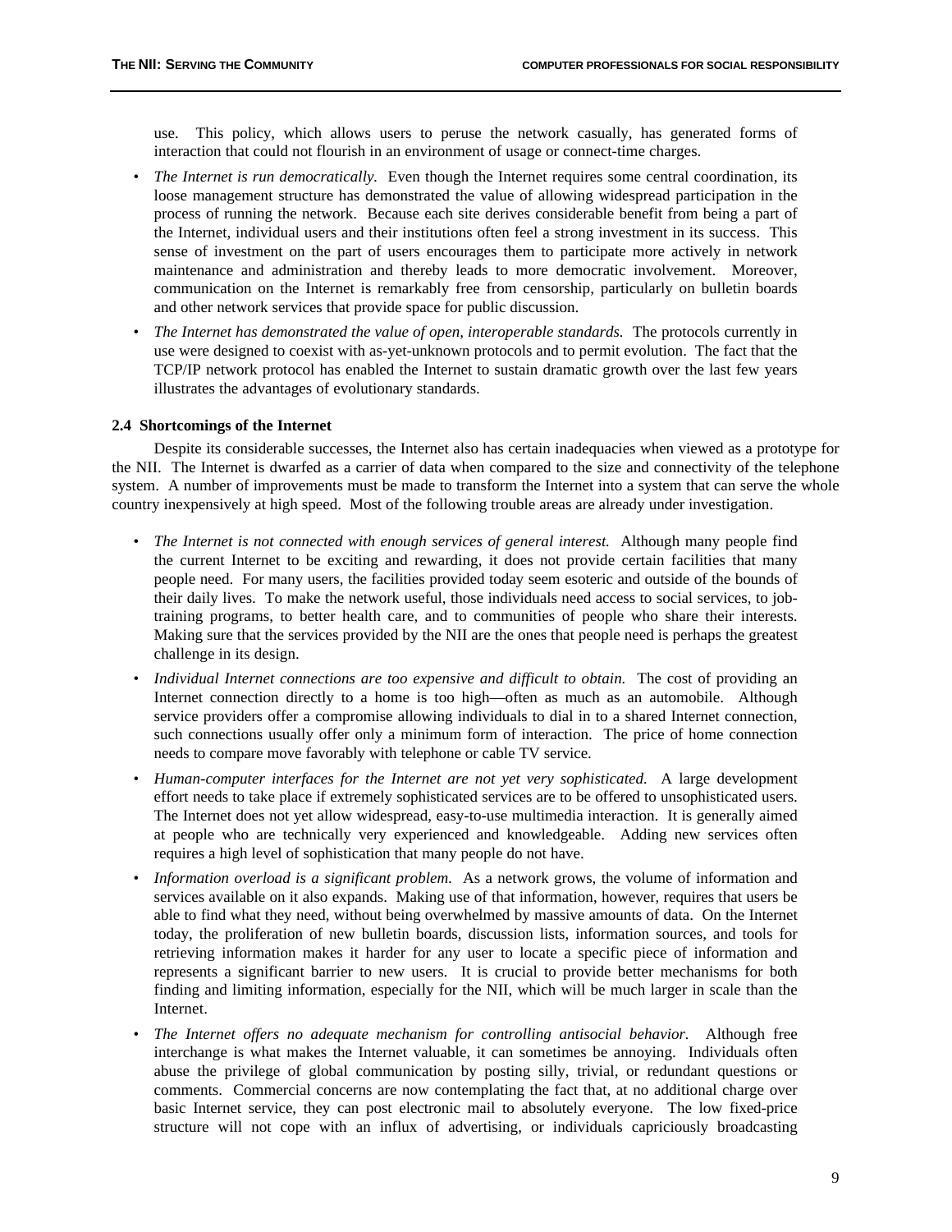use. This policy, which allows users to peruse the network casually, has generated forms of interaction that could not flourish in an environment of usage or connect-time charges.

- *The Internet is run democratically.* Even though the Internet requires some central coordination, its loose management structure has demonstrated the value of allowing widespread participation in the process of running the network. Because each site derives considerable benefit from being a part of the Internet, individual users and their institutions often feel a strong investment in its success. This sense of investment on the part of users encourages them to participate more actively in network maintenance and administration and thereby leads to more democratic involvement. Moreover, communication on the Internet is remarkably free from censorship, particularly on bulletin boards and other network services that provide space for public discussion.
- *The Internet has demonstrated the value of open, interoperable standards.* The protocols currently in use were designed to coexist with as-yet-unknown protocols and to permit evolution. The fact that the TCP/IP network protocol has enabled the Internet to sustain dramatic growth over the last few years illustrates the advantages of evolutionary standards.

### 2.4 Shortcomings of the Internet

Despite its considerable successes, the Internet also has certain inadequacies when viewed as a prototype for the NII. The Internet is dwarfed as a carrier of data when compared to the size and connectivity of the telephone system. A number of improvements must be made to transform the Internet into a system that can serve the whole country inexpensively at high speed. Most of the following trouble areas are already under investigation.

- *The Internet is not connected with enough services of general interest.* Although many people find the current Internet to be exciting and rewarding, it does not provide certain facilities that many people need. For many users, the facilities provided today seem esoteric and outside of the bounds of their daily lives. To make the network useful, those individuals need access to social services, to job-training programs, to better health care, and to communities of people who share their interests. Making sure that the services provided by the NII are the ones that people need is perhaps the greatest challenge in its design.
- *Individual Internet connections are too expensive and difficult to obtain.* The cost of providing an Internet connection directly to a home is too high—often as much as an automobile. Although service providers offer a compromise allowing individuals to dial in to a shared Internet connection, such connections usually offer only a minimum form of interaction. The price of home connection needs to compare move favorably with telephone or cable TV service.
- *Human-computer interfaces for the Internet are not yet very sophisticated.* A large development effort needs to take place if extremely sophisticated services are to be offered to unsophisticated users. The Internet does not yet allow widespread, easy-to-use multimedia interaction. It is generally aimed at people who are technically very experienced and knowledgeable. Adding new services often requires a high level of sophistication that many people do not have.
- *Information overload is a significant problem.* As a network grows, the volume of information and services available on it also expands. Making use of that information, however, requires that users be able to find what they need, without being overwhelmed by massive amounts of data. On the Internet today, the proliferation of new bulletin boards, discussion lists, information sources, and tools for retrieving information makes it harder for any user to locate a specific piece of information and represents a significant barrier to new users. It is crucial to provide better mechanisms for both finding and limiting information, especially for the NII, which will be much larger in scale than the Internet.
- *The Internet offers no adequate mechanism for controlling antisocial behavior.* Although free interchange is what makes the Internet valuable, it can sometimes be annoying. Individuals often abuse the privilege of global communication by posting silly, trivial, or redundant questions or comments. Commercial concerns are now contemplating the fact that, at no additional charge over basic Internet service, they can post electronic mail to absolutely everyone. The low fixed-price structure will not cope with an influx of advertising, or individuals capriciously broadcasting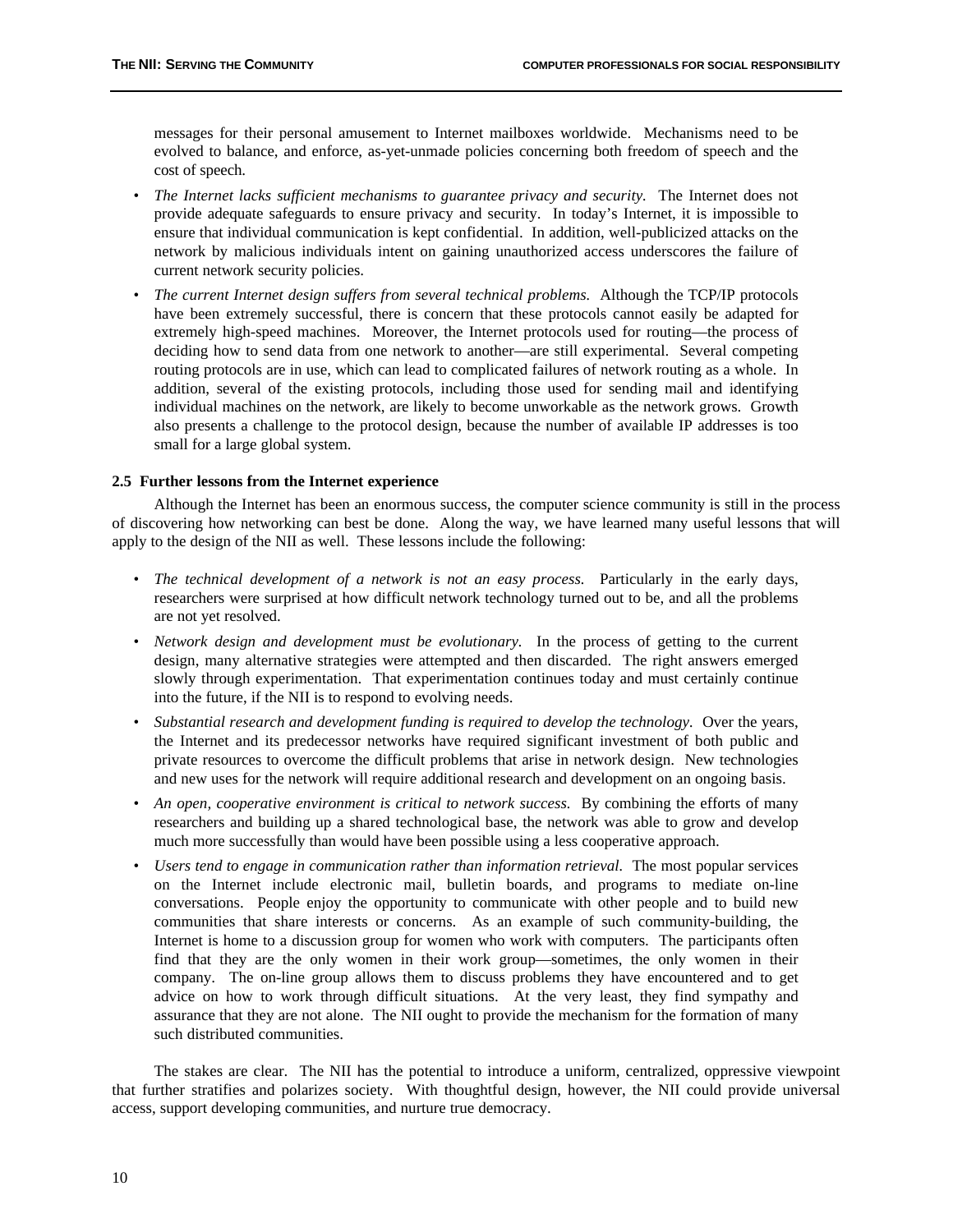messages for their personal amusement to Internet mailboxes worldwide. Mechanisms need to be evolved to balance, and enforce, as-yet-unmade policies concerning both freedom of speech and the cost of speech.

- *The Internet lacks sufficient mechanisms to guarantee privacy and security.* The Internet does not provide adequate safeguards to ensure privacy and security. In today's Internet, it is impossible to ensure that individual communication is kept confidential. In addition, well-publicized attacks on the network by malicious individuals intent on gaining unauthorized access underscores the failure of current network security policies.
- *The current Internet design suffers from several technical problems.* Although the TCP/IP protocols have been extremely successful, there is concern that these protocols cannot easily be adapted for extremely high-speed machines. Moreover, the Internet protocols used for routing—the process of deciding how to send data from one network to another—are still experimental. Several competing routing protocols are in use, which can lead to complicated failures of network routing as a whole. In addition, several of the existing protocols, including those used for sending mail and identifying individual machines on the network, are likely to become unworkable as the network grows. Growth also presents a challenge to the protocol design, because the number of available IP addresses is too small for a large global system.

### 2.5 Further lessons from the Internet experience

Although the Internet has been an enormous success, the computer science community is still in the process of discovering how networking can best be done. Along the way, we have learned many useful lessons that will apply to the design of the NII as well. These lessons include the following:

- *The technical development of a network is not an easy process.* Particularly in the early days, researchers were surprised at how difficult network technology turned out to be, and all the problems are not yet resolved.
- *Network design and development must be evolutionary.* In the process of getting to the current design, many alternative strategies were attempted and then discarded. The right answers emerged slowly through experimentation. That experimentation continues today and must certainly continue into the future, if the NII is to respond to evolving needs.
- *Substantial research and development funding is required to develop the technology*. Over the years, the Internet and its predecessor networks have required significant investment of both public and private resources to overcome the difficult problems that arise in network design. New technologies and new uses for the network will require additional research and development on an ongoing basis.
- *An open, cooperative environment is critical to network success.* By combining the efforts of many researchers and building up a shared technological base, the network was able to grow and develop much more successfully than would have been possible using a less cooperative approach.
- *Users tend to engage in communication rather than information retrieval.* The most popular services on the Internet include electronic mail, bulletin boards, and programs to mediate on-line conversations. People enjoy the opportunity to communicate with other people and to build new communities that share interests or concerns. As an example of such community-building, the Internet is home to a discussion group for women who work with computers. The participants often find that they are the only women in their work group—sometimes, the only women in their company. The on-line group allows them to discuss problems they have encountered and to get advice on how to work through difficult situations. At the very least, they find sympathy and assurance that they are not alone. The NII ought to provide the mechanism for the formation of many such distributed communities.

The stakes are clear. The NII has the potential to introduce a uniform, centralized, oppressive viewpoint that further stratifies and polarizes society. With thoughtful design, however, the NII could provide universal access, support developing communities, and nurture true democracy.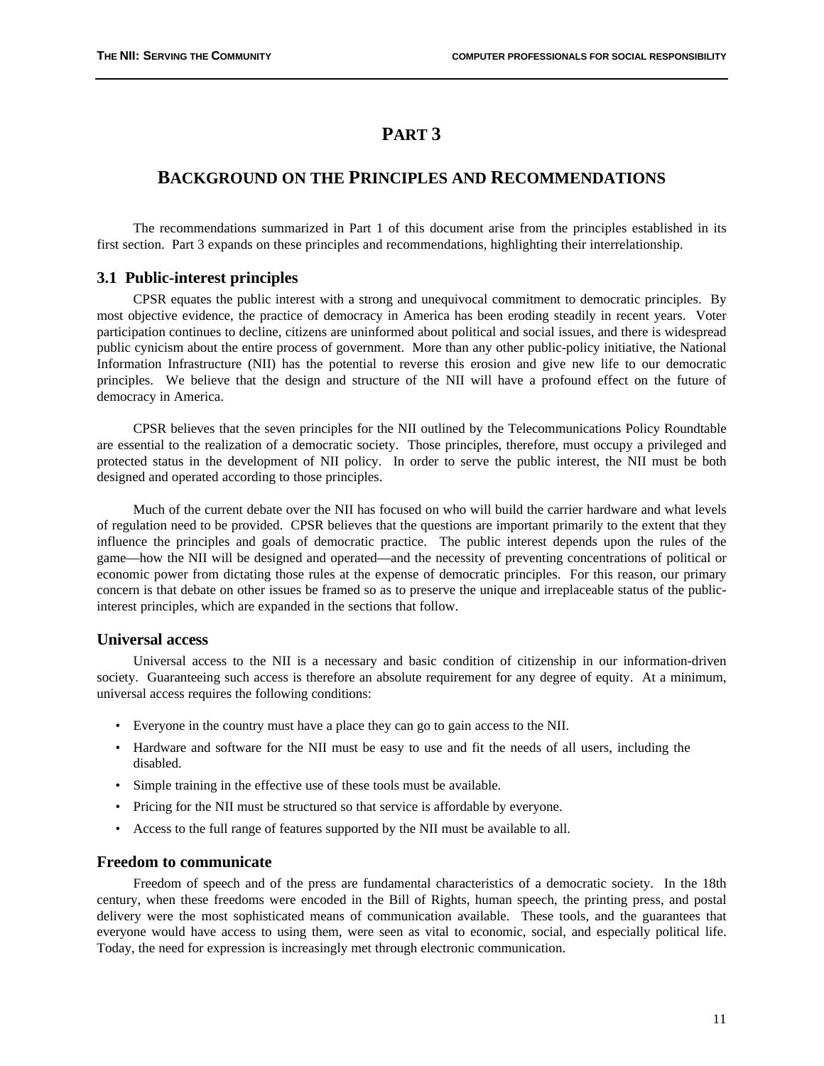# PART 3

# BACKGROUND ON THE PRINCIPLES AND RECOMMENDATIONS

The recommendations summarized in Part 1 of this document arise from the principles established in its first section. Part 3 expands on these principles and recommendations, highlighting their interrelationship.

## 3.1 Public-interest principles

CPSR equates the public interest with a strong and unequivocal commitment to democratic principles. By most objective evidence, the practice of democracy in America has been eroding steadily in recent years. Voter participation continues to decline, citizens are uninformed about political and social issues, and there is widespread public cynicism about the entire process of government. More than any other public-policy initiative, the National Information Infrastructure (NII) has the potential to reverse this erosion and give new life to our democratic principles. We believe that the design and structure of the NII will have a profound effect on the future of democracy in America.

CPSR believes that the seven principles for the NII outlined by the Telecommunications Policy Roundtable are essential to the realization of a democratic society. Those principles, therefore, must occupy a privileged and protected status in the development of NII policy. In order to serve the public interest, the NII must be both designed and operated according to those principles.

Much of the current debate over the NII has focused on who will build the carrier hardware and what levels of regulation need to be provided. CPSR believes that the questions are important primarily to the extent that they influence the principles and goals of democratic practice. The public interest depends upon the rules of the game—how the NII will be designed and operated—and the necessity of preventing concentrations of political or economic power from dictating those rules at the expense of democratic principles. For this reason, our primary concern is that debate on other issues be framed so as to preserve the unique and irreplaceable status of the public-interest principles, which are expanded in the sections that follow.

### Universal access

Universal access to the NII is a necessary and basic condition of citizenship in our information-driven society. Guaranteeing such access is therefore an absolute requirement for any degree of equity. At a minimum, universal access requires the following conditions:

- Everyone in the country must have a place they can go to gain access to the NII.
- Hardware and software for the NII must be easy to use and fit the needs of all users, including the disabled.
- Simple training in the effective use of these tools must be available.
- Pricing for the NII must be structured so that service is affordable by everyone.
- Access to the full range of features supported by the NII must be available to all.

### Freedom to communicate

Freedom of speech and of the press are fundamental characteristics of a democratic society. In the 18th century, when these freedoms were encoded in the Bill of Rights, human speech, the printing press, and postal delivery were the most sophisticated means of communication available. These tools, and the guarantees that everyone would have access to using them, were seen as vital to economic, social, and especially political life. Today, the need for expression is increasingly met through electronic communication.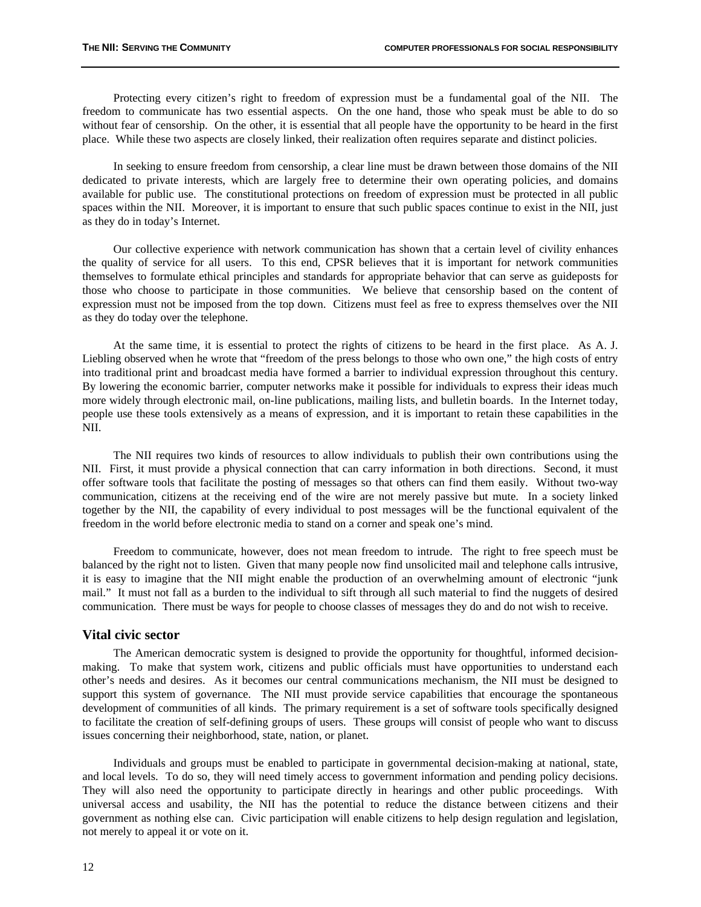Protecting every citizen's right to freedom of expression must be a fundamental goal of the NII. The freedom to communicate has two essential aspects. On the one hand, those who speak must be able to do so without fear of censorship. On the other, it is essential that all people have the opportunity to be heard in the first place. While these two aspects are closely linked, their realization often requires separate and distinct policies.

In seeking to ensure freedom from censorship, a clear line must be drawn between those domains of the NII dedicated to private interests, which are largely free to determine their own operating policies, and domains available for public use. The constitutional protections on freedom of expression must be protected in all public spaces within the NII. Moreover, it is important to ensure that such public spaces continue to exist in the NII, just as they do in today's Internet.

Our collective experience with network communication has shown that a certain level of civility enhances the quality of service for all users. To this end, CPSR believes that it is important for network communities themselves to formulate ethical principles and standards for appropriate behavior that can serve as guideposts for those who choose to participate in those communities. We believe that censorship based on the content of expression must not be imposed from the top down. Citizens must feel as free to express themselves over the NII as they do today over the telephone.

At the same time, it is essential to protect the rights of citizens to be heard in the first place. As A. J. Liebling observed when he wrote that "freedom of the press belongs to those who own one," the high costs of entry into traditional print and broadcast media have formed a barrier to individual expression throughout this century. By lowering the economic barrier, computer networks make it possible for individuals to express their ideas much more widely through electronic mail, on-line publications, mailing lists, and bulletin boards. In the Internet today, people use these tools extensively as a means of expression, and it is important to retain these capabilities in the NII.

The NII requires two kinds of resources to allow individuals to publish their own contributions using the NII. First, it must provide a physical connection that can carry information in both directions. Second, it must offer software tools that facilitate the posting of messages so that others can find them easily. Without two-way communication, citizens at the receiving end of the wire are not merely passive but mute. In a society linked together by the NII, the capability of every individual to post messages will be the functional equivalent of the freedom in the world before electronic media to stand on a corner and speak one's mind.

Freedom to communicate, however, does not mean freedom to intrude. The right to free speech must be balanced by the right not to listen. Given that many people now find unsolicited mail and telephone calls intrusive, it is easy to imagine that the NII might enable the production of an overwhelming amount of electronic "junk mail." It must not fall as a burden to the individual to sift through all such material to find the nuggets of desired communication. There must be ways for people to choose classes of messages they do and do not wish to receive.

## Vital civic sector

The American democratic system is designed to provide the opportunity for thoughtful, informed decision-making. To make that system work, citizens and public officials must have opportunities to understand each other's needs and desires. As it becomes our central communications mechanism, the NII must be designed to support this system of governance. The NII must provide service capabilities that encourage the spontaneous development of communities of all kinds. The primary requirement is a set of software tools specifically designed to facilitate the creation of self-defining groups of users. These groups will consist of people who want to discuss issues concerning their neighborhood, state, nation, or planet.

Individuals and groups must be enabled to participate in governmental decision-making at national, state, and local levels. To do so, they will need timely access to government information and pending policy decisions. They will also need the opportunity to participate directly in hearings and other public proceedings. With universal access and usability, the NII has the potential to reduce the distance between citizens and their government as nothing else can. Civic participation will enable citizens to help design regulation and legislation, not merely to appeal it or vote on it.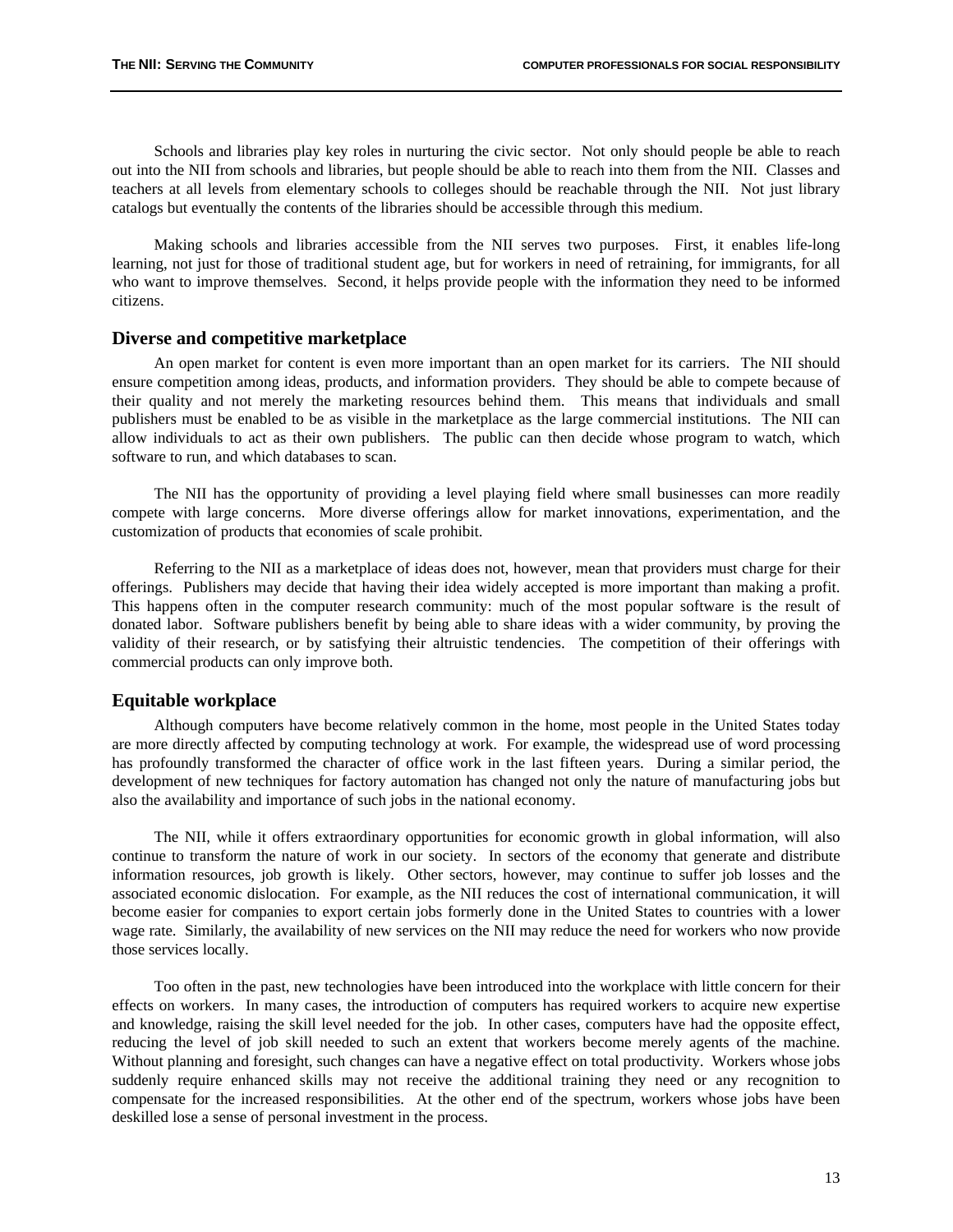Schools and libraries play key roles in nurturing the civic sector. Not only should people be able to reach out into the NII from schools and libraries, but people should be able to reach into them from the NII. Classes and teachers at all levels from elementary schools to colleges should be reachable through the NII. Not just library catalogs but eventually the contents of the libraries should be accessible through this medium.

Making schools and libraries accessible from the NII serves two purposes. First, it enables life-long learning, not just for those of traditional student age, but for workers in need of retraining, for immigrants, for all who want to improve themselves. Second, it helps provide people with the information they need to be informed citizens.

### Diverse and competitive marketplace

An open market for content is even more important than an open market for its carriers. The NII should ensure competition among ideas, products, and information providers. They should be able to compete because of their quality and not merely the marketing resources behind them. This means that individuals and small publishers must be enabled to be as visible in the marketplace as the large commercial institutions. The NII can allow individuals to act as their own publishers. The public can then decide whose program to watch, which software to run, and which databases to scan.

The NII has the opportunity of providing a level playing field where small businesses can more readily compete with large concerns. More diverse offerings allow for market innovations, experimentation, and the customization of products that economies of scale prohibit.

Referring to the NII as a marketplace of ideas does not, however, mean that providers must charge for their offerings. Publishers may decide that having their idea widely accepted is more important than making a profit. This happens often in the computer research community: much of the most popular software is the result of donated labor. Software publishers benefit by being able to share ideas with a wider community, by proving the validity of their research, or by satisfying their altruistic tendencies. The competition of their offerings with commercial products can only improve both.

### Equitable workplace

Although computers have become relatively common in the home, most people in the United States today are more directly affected by computing technology at work. For example, the widespread use of word processing has profoundly transformed the character of office work in the last fifteen years. During a similar period, the development of new techniques for factory automation has changed not only the nature of manufacturing jobs but also the availability and importance of such jobs in the national economy.

The NII, while it offers extraordinary opportunities for economic growth in global information, will also continue to transform the nature of work in our society. In sectors of the economy that generate and distribute information resources, job growth is likely. Other sectors, however, may continue to suffer job losses and the associated economic dislocation. For example, as the NII reduces the cost of international communication, it will become easier for companies to export certain jobs formerly done in the United States to countries with a lower wage rate. Similarly, the availability of new services on the NII may reduce the need for workers who now provide those services locally.

Too often in the past, new technologies have been introduced into the workplace with little concern for their effects on workers. In many cases, the introduction of computers has required workers to acquire new expertise and knowledge, raising the skill level needed for the job. In other cases, computers have had the opposite effect, reducing the level of job skill needed to such an extent that workers become merely agents of the machine. Without planning and foresight, such changes can have a negative effect on total productivity. Workers whose jobs suddenly require enhanced skills may not receive the additional training they need or any recognition to compensate for the increased responsibilities. At the other end of the spectrum, workers whose jobs have been deskilled lose a sense of personal investment in the process.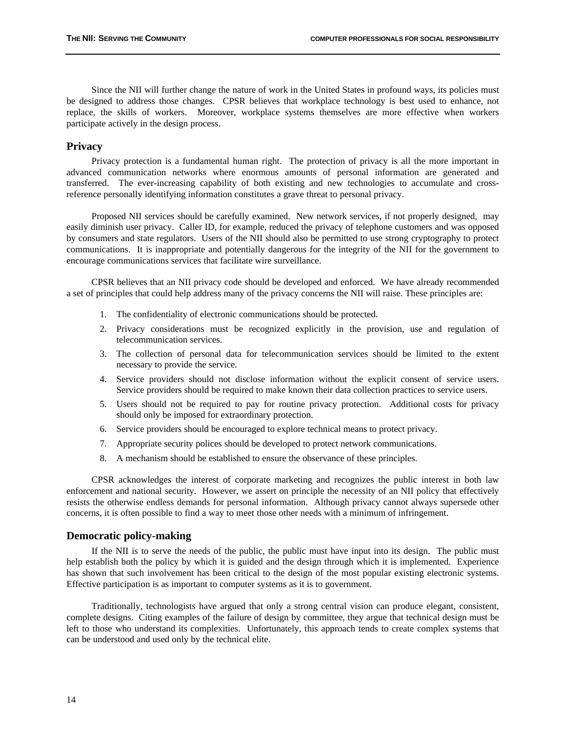Since the NII will further change the nature of work in the United States in profound ways, its policies must be designed to address those changes. CPSR believes that workplace technology is best used to enhance, not replace, the skills of workers. Moreover, workplace systems themselves are more effective when workers participate actively in the design process.

## Privacy

Privacy protection is a fundamental human right. The protection of privacy is all the more important in advanced communication networks where enormous amounts of personal information are generated and transferred. The ever-increasing capability of both existing and new technologies to accumulate and cross-reference personally identifying information constitutes a grave threat to personal privacy.

Proposed NII services should be carefully examined. New network services, if not properly designed, may easily diminish user privacy. Caller ID, for example, reduced the privacy of telephone customers and was opposed by consumers and state regulators. Users of the NII should also be permitted to use strong cryptography to protect communications. It is inappropriate and potentially dangerous for the integrity of the NII for the government to encourage communications services that facilitate wire surveillance.

CPSR believes that an NII privacy code should be developed and enforced. We have already recommended a set of principles that could help address many of the privacy concerns the NII will raise. These principles are:

1. The confidentiality of electronic communications should be protected.
2. Privacy considerations must be recognized explicitly in the provision, use and regulation of telecommunication services.
3. The collection of personal data for telecommunication services should be limited to the extent necessary to provide the service.
4. Service providers should not disclose information without the explicit consent of service users. Service providers should be required to make known their data collection practices to service users.
5. Users should not be required to pay for routine privacy protection. Additional costs for privacy should only be imposed for extraordinary protection.
6. Service providers should be encouraged to explore technical means to protect privacy.
7. Appropriate security polices should be developed to protect network communications.
8. A mechanism should be established to ensure the observance of these principles.

CPSR acknowledges the interest of corporate marketing and recognizes the public interest in both law enforcement and national security. However, we assert on principle the necessity of an NII policy that effectively resists the otherwise endless demands for personal information. Although privacy cannot always supersede other concerns, it is often possible to find a way to meet those other needs with a minimum of infringement.

## Democratic policy-making

If the NII is to serve the needs of the public, the public must have input into its design. The public must help establish both the policy by which it is guided and the design through which it is implemented. Experience has shown that such involvement has been critical to the design of the most popular existing electronic systems. Effective participation is as important to computer systems as it is to government.

Traditionally, technologists have argued that only a strong central vision can produce elegant, consistent, complete designs. Citing examples of the failure of design by committee, they argue that technical design must be left to those who understand its complexities. Unfortunately, this approach tends to create complex systems that can be understood and used only by the technical elite.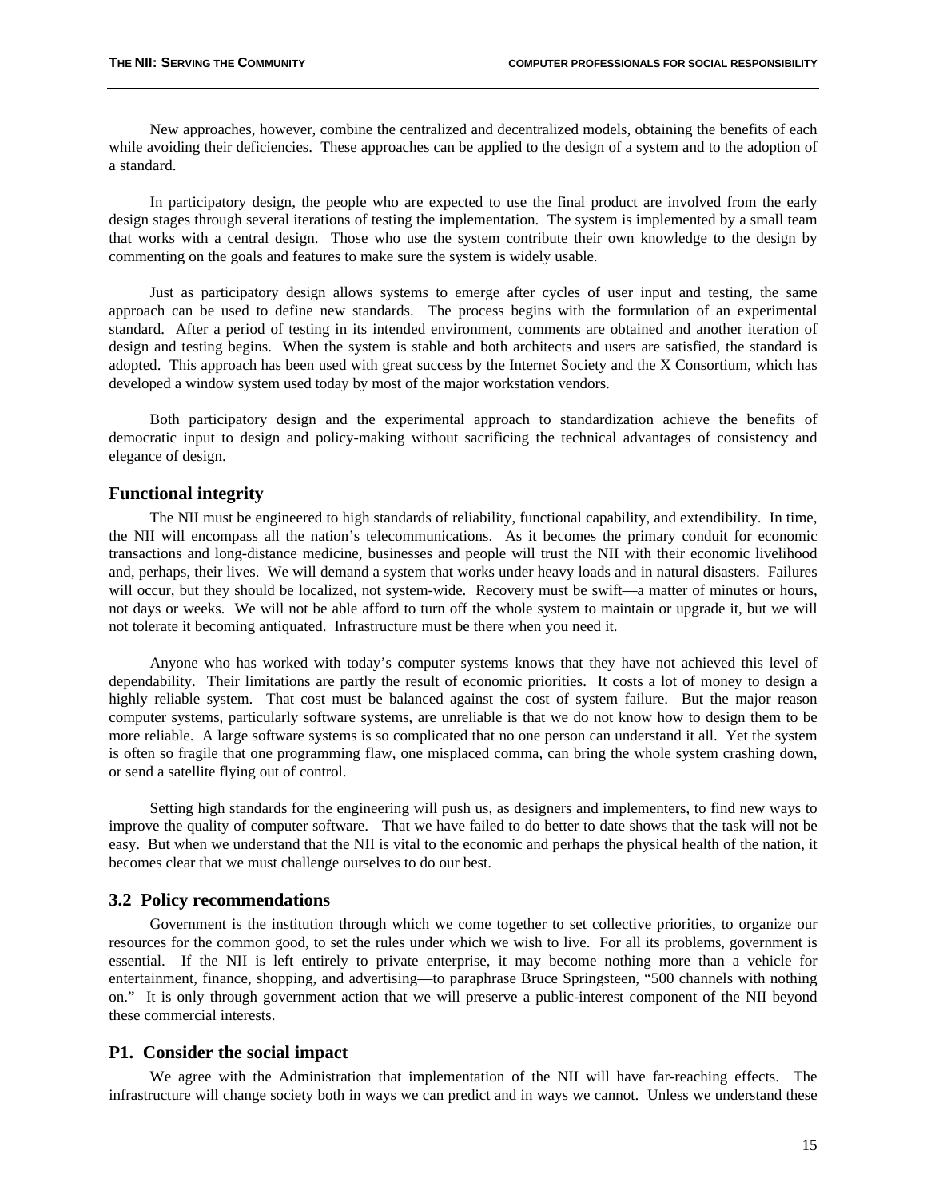New approaches, however, combine the centralized and decentralized models, obtaining the benefits of each while avoiding their deficiencies. These approaches can be applied to the design of a system and to the adoption of a standard.

In participatory design, the people who are expected to use the final product are involved from the early design stages through several iterations of testing the implementation. The system is implemented by a small team that works with a central design. Those who use the system contribute their own knowledge to the design by commenting on the goals and features to make sure the system is widely usable.

Just as participatory design allows systems to emerge after cycles of user input and testing, the same approach can be used to define new standards. The process begins with the formulation of an experimental standard. After a period of testing in its intended environment, comments are obtained and another iteration of design and testing begins. When the system is stable and both architects and users are satisfied, the standard is adopted. This approach has been used with great success by the Internet Society and the X Consortium, which has developed a window system used today by most of the major workstation vendors.

Both participatory design and the experimental approach to standardization achieve the benefits of democratic input to design and policy-making without sacrificing the technical advantages of consistency and elegance of design.

### Functional integrity

The NII must be engineered to high standards of reliability, functional capability, and extendibility. In time, the NII will encompass all the nation's telecommunications. As it becomes the primary conduit for economic transactions and long-distance medicine, businesses and people will trust the NII with their economic livelihood and, perhaps, their lives. We will demand a system that works under heavy loads and in natural disasters. Failures will occur, but they should be localized, not system-wide. Recovery must be swift—a matter of minutes or hours, not days or weeks. We will not be able afford to turn off the whole system to maintain or upgrade it, but we will not tolerate it becoming antiquated. Infrastructure must be there when you need it.

Anyone who has worked with today's computer systems knows that they have not achieved this level of dependability. Their limitations are partly the result of economic priorities. It costs a lot of money to design a highly reliable system. That cost must be balanced against the cost of system failure. But the major reason computer systems, particularly software systems, are unreliable is that we do not know how to design them to be more reliable. A large software systems is so complicated that no one person can understand it all. Yet the system is often so fragile that one programming flaw, one misplaced comma, can bring the whole system crashing down, or send a satellite flying out of control.

Setting high standards for the engineering will push us, as designers and implementers, to find new ways to improve the quality of computer software. That we have failed to do better to date shows that the task will not be easy. But when we understand that the NII is vital to the economic and perhaps the physical health of the nation, it becomes clear that we must challenge ourselves to do our best.

## 3.2 Policy recommendations

Government is the institution through which we come together to set collective priorities, to organize our resources for the common good, to set the rules under which we wish to live. For all its problems, government is essential. If the NII is left entirely to private enterprise, it may become nothing more than a vehicle for entertainment, finance, shopping, and advertising—to paraphrase Bruce Springsteen, "500 channels with nothing on." It is only through government action that we will preserve a public-interest component of the NII beyond these commercial interests.

### P1. Consider the social impact

We agree with the Administration that implementation of the NII will have far-reaching effects. The infrastructure will change society both in ways we can predict and in ways we cannot. Unless we understand these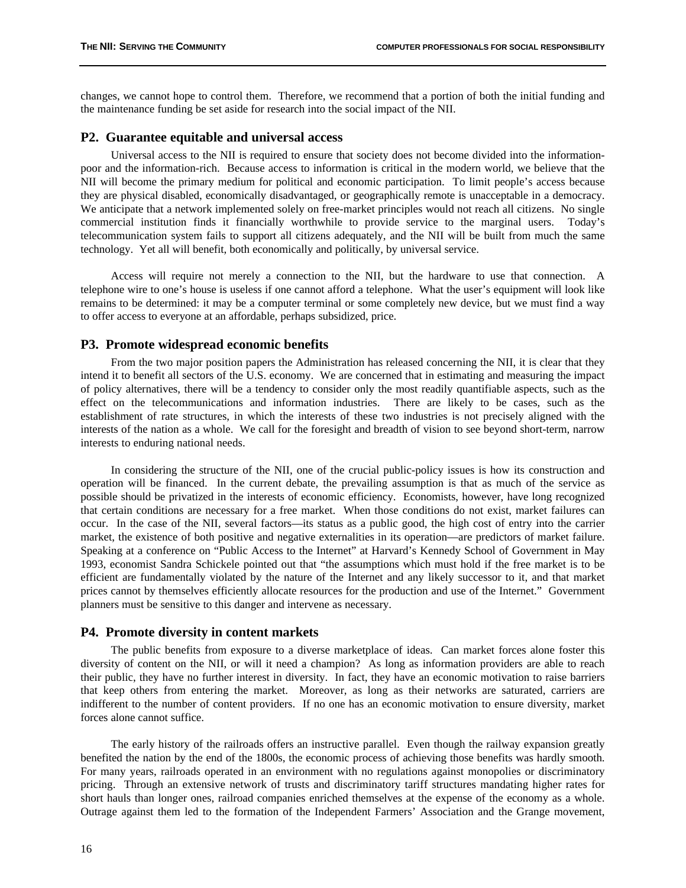changes, we cannot hope to control them. Therefore, we recommend that a portion of both the initial funding and the maintenance funding be set aside for research into the social impact of the NII.

### P2. Guarantee equitable and universal access

Universal access to the NII is required to ensure that society does not become divided into the information-poor and the information-rich. Because access to information is critical in the modern world, we believe that the NII will become the primary medium for political and economic participation. To limit people's access because they are physical disabled, economically disadvantaged, or geographically remote is unacceptable in a democracy. We anticipate that a network implemented solely on free-market principles would not reach all citizens. No single commercial institution finds it financially worthwhile to provide service to the marginal users. Today's telecommunication system fails to support all citizens adequately, and the NII will be built from much the same technology. Yet all will benefit, both economically and politically, by universal service.

Access will require not merely a connection to the NII, but the hardware to use that connection. A telephone wire to one's house is useless if one cannot afford a telephone. What the user's equipment will look like remains to be determined: it may be a computer terminal or some completely new device, but we must find a way to offer access to everyone at an affordable, perhaps subsidized, price.

### P3. Promote widespread economic benefits

From the two major position papers the Administration has released concerning the NII, it is clear that they intend it to benefit all sectors of the U.S. economy. We are concerned that in estimating and measuring the impact of policy alternatives, there will be a tendency to consider only the most readily quantifiable aspects, such as the effect on the telecommunications and information industries. There are likely to be cases, such as the establishment of rate structures, in which the interests of these two industries is not precisely aligned with the interests of the nation as a whole. We call for the foresight and breadth of vision to see beyond short-term, narrow interests to enduring national needs.

In considering the structure of the NII, one of the crucial public-policy issues is how its construction and operation will be financed. In the current debate, the prevailing assumption is that as much of the service as possible should be privatized in the interests of economic efficiency. Economists, however, have long recognized that certain conditions are necessary for a free market. When those conditions do not exist, market failures can occur. In the case of the NII, several factors—its status as a public good, the high cost of entry into the carrier market, the existence of both positive and negative externalities in its operation—are predictors of market failure. Speaking at a conference on "Public Access to the Internet" at Harvard's Kennedy School of Government in May 1993, economist Sandra Schickele pointed out that "the assumptions which must hold if the free market is to be efficient are fundamentally violated by the nature of the Internet and any likely successor to it, and that market prices cannot by themselves efficiently allocate resources for the production and use of the Internet." Government planners must be sensitive to this danger and intervene as necessary.

### P4. Promote diversity in content markets

The public benefits from exposure to a diverse marketplace of ideas. Can market forces alone foster this diversity of content on the NII, or will it need a champion? As long as information providers are able to reach their public, they have no further interest in diversity. In fact, they have an economic motivation to raise barriers that keep others from entering the market. Moreover, as long as their networks are saturated, carriers are indifferent to the number of content providers. If no one has an economic motivation to ensure diversity, market forces alone cannot suffice.

The early history of the railroads offers an instructive parallel. Even though the railway expansion greatly benefited the nation by the end of the 1800s, the economic process of achieving those benefits was hardly smooth. For many years, railroads operated in an environment with no regulations against monopolies or discriminatory pricing. Through an extensive network of trusts and discriminatory tariff structures mandating higher rates for short hauls than longer ones, railroad companies enriched themselves at the expense of the economy as a whole. Outrage against them led to the formation of the Independent Farmers' Association and the Grange movement,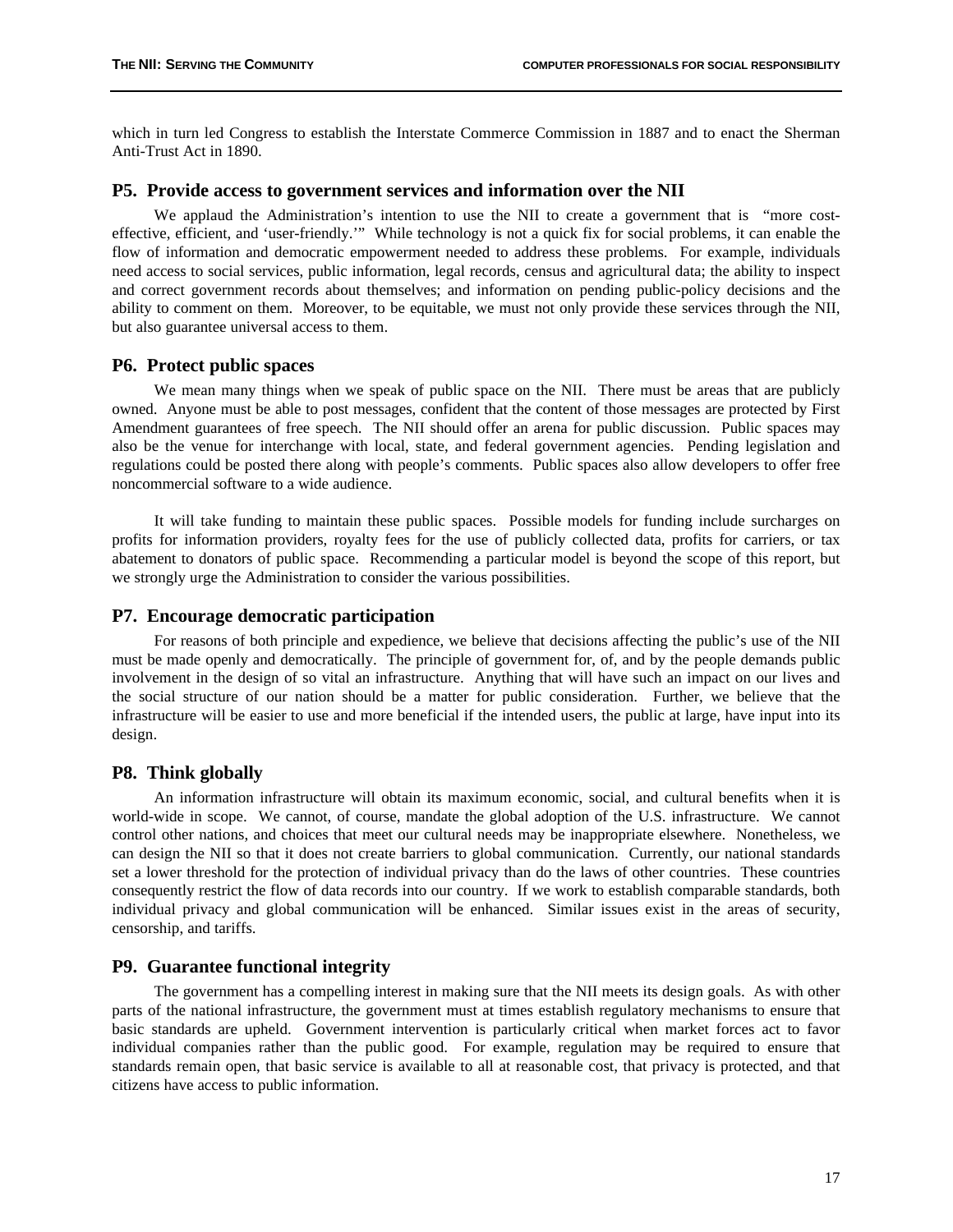which in turn led Congress to establish the Interstate Commerce Commission in 1887 and to enact the Sherman Anti-Trust Act in 1890.

### P5. Provide access to government services and information over the NII

We applaud the Administration's intention to use the NII to create a government that is "more cost-effective, efficient, and 'user-friendly.'" While technology is not a quick fix for social problems, it can enable the flow of information and democratic empowerment needed to address these problems. For example, individuals need access to social services, public information, legal records, census and agricultural data; the ability to inspect and correct government records about themselves; and information on pending public-policy decisions and the ability to comment on them. Moreover, to be equitable, we must not only provide these services through the NII, but also guarantee universal access to them.

### P6. Protect public spaces

We mean many things when we speak of public space on the NII. There must be areas that are publicly owned. Anyone must be able to post messages, confident that the content of those messages are protected by First Amendment guarantees of free speech. The NII should offer an arena for public discussion. Public spaces may also be the venue for interchange with local, state, and federal government agencies. Pending legislation and regulations could be posted there along with people's comments. Public spaces also allow developers to offer free noncommercial software to a wide audience.

It will take funding to maintain these public spaces. Possible models for funding include surcharges on profits for information providers, royalty fees for the use of publicly collected data, profits for carriers, or tax abatement to donators of public space. Recommending a particular model is beyond the scope of this report, but we strongly urge the Administration to consider the various possibilities.

### P7. Encourage democratic participation

For reasons of both principle and expedience, we believe that decisions affecting the public's use of the NII must be made openly and democratically. The principle of government for, of, and by the people demands public involvement in the design of so vital an infrastructure. Anything that will have such an impact on our lives and the social structure of our nation should be a matter for public consideration. Further, we believe that the infrastructure will be easier to use and more beneficial if the intended users, the public at large, have input into its design.

### P8. Think globally

An information infrastructure will obtain its maximum economic, social, and cultural benefits when it is world-wide in scope. We cannot, of course, mandate the global adoption of the U.S. infrastructure. We cannot control other nations, and choices that meet our cultural needs may be inappropriate elsewhere. Nonetheless, we can design the NII so that it does not create barriers to global communication. Currently, our national standards set a lower threshold for the protection of individual privacy than do the laws of other countries. These countries consequently restrict the flow of data records into our country. If we work to establish comparable standards, both individual privacy and global communication will be enhanced. Similar issues exist in the areas of security, censorship, and tariffs.

### P9. Guarantee functional integrity

The government has a compelling interest in making sure that the NII meets its design goals. As with other parts of the national infrastructure, the government must at times establish regulatory mechanisms to ensure that basic standards are upheld. Government intervention is particularly critical when market forces act to favor individual companies rather than the public good. For example, regulation may be required to ensure that standards remain open, that basic service is available to all at reasonable cost, that privacy is protected, and that citizens have access to public information.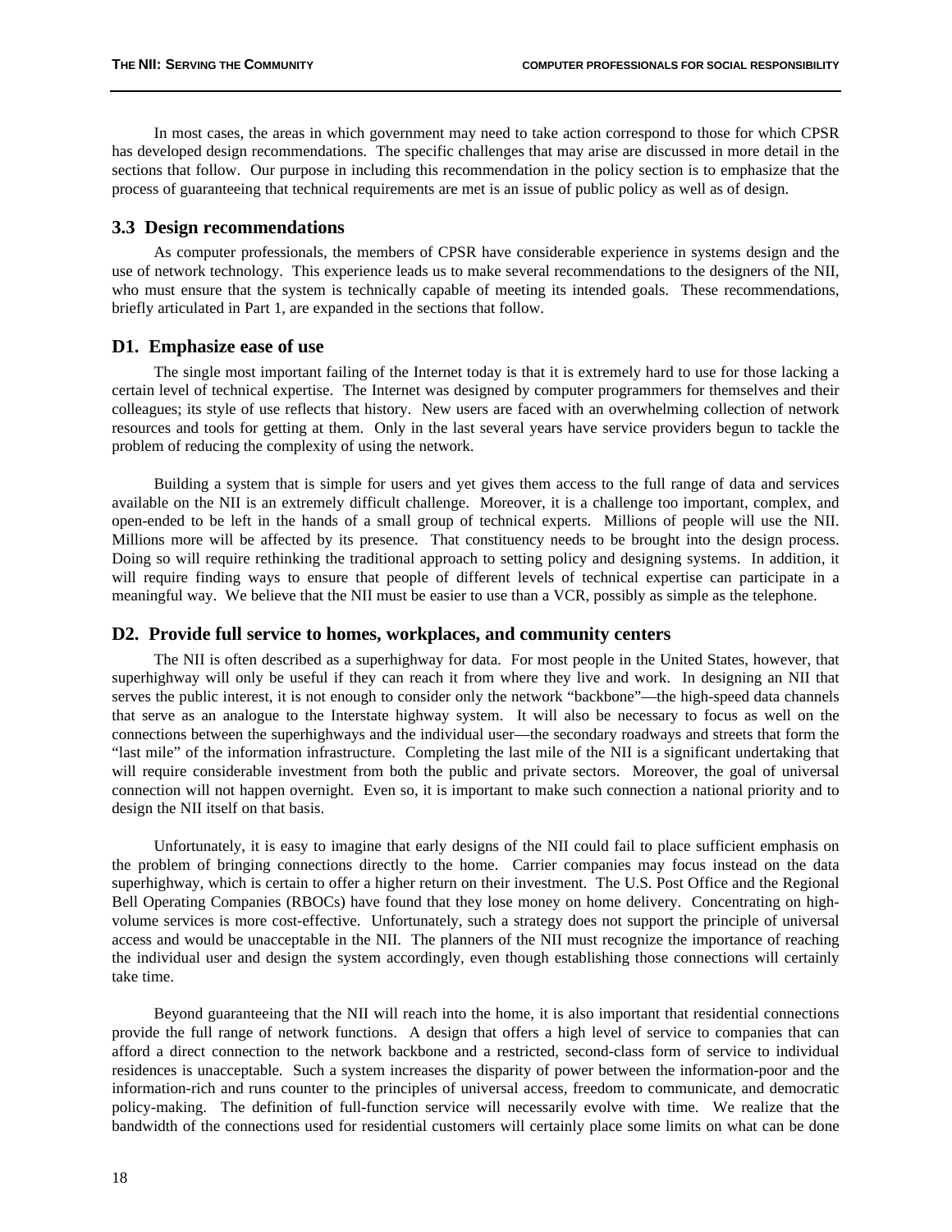In most cases, the areas in which government may need to take action correspond to those for which CPSR has developed design recommendations. The specific challenges that may arise are discussed in more detail in the sections that follow. Our purpose in including this recommendation in the policy section is to emphasize that the process of guaranteeing that technical requirements are met is an issue of public policy as well as of design.

### 3.3 Design recommendations

As computer professionals, the members of CPSR have considerable experience in systems design and the use of network technology. This experience leads us to make several recommendations to the designers of the NII, who must ensure that the system is technically capable of meeting its intended goals. These recommendations, briefly articulated in Part 1, are expanded in the sections that follow.

### D1. Emphasize ease of use

The single most important failing of the Internet today is that it is extremely hard to use for those lacking a certain level of technical expertise. The Internet was designed by computer programmers for themselves and their colleagues; its style of use reflects that history. New users are faced with an overwhelming collection of network resources and tools for getting at them. Only in the last several years have service providers begun to tackle the problem of reducing the complexity of using the network.

Building a system that is simple for users and yet gives them access to the full range of data and services available on the NII is an extremely difficult challenge. Moreover, it is a challenge too important, complex, and open-ended to be left in the hands of a small group of technical experts. Millions of people will use the NII. Millions more will be affected by its presence. That constituency needs to be brought into the design process. Doing so will require rethinking the traditional approach to setting policy and designing systems. In addition, it will require finding ways to ensure that people of different levels of technical expertise can participate in a meaningful way. We believe that the NII must be easier to use than a VCR, possibly as simple as the telephone.

### D2. Provide full service to homes, workplaces, and community centers

The NII is often described as a superhighway for data. For most people in the United States, however, that superhighway will only be useful if they can reach it from where they live and work. In designing an NII that serves the public interest, it is not enough to consider only the network "backbone"—the high-speed data channels that serve as an analogue to the Interstate highway system. It will also be necessary to focus as well on the connections between the superhighways and the individual user—the secondary roadways and streets that form the "last mile" of the information infrastructure. Completing the last mile of the NII is a significant undertaking that will require considerable investment from both the public and private sectors. Moreover, the goal of universal connection will not happen overnight. Even so, it is important to make such connection a national priority and to design the NII itself on that basis.

Unfortunately, it is easy to imagine that early designs of the NII could fail to place sufficient emphasis on the problem of bringing connections directly to the home. Carrier companies may focus instead on the data superhighway, which is certain to offer a higher return on their investment. The U.S. Post Office and the Regional Bell Operating Companies (RBOCs) have found that they lose money on home delivery. Concentrating on high-volume services is more cost-effective. Unfortunately, such a strategy does not support the principle of universal access and would be unacceptable in the NII. The planners of the NII must recognize the importance of reaching the individual user and design the system accordingly, even though establishing those connections will certainly take time.

Beyond guaranteeing that the NII will reach into the home, it is also important that residential connections provide the full range of network functions. A design that offers a high level of service to companies that can afford a direct connection to the network backbone and a restricted, second-class form of service to individual residences is unacceptable. Such a system increases the disparity of power between the information-poor and the information-rich and runs counter to the principles of universal access, freedom to communicate, and democratic policy-making. The definition of full-function service will necessarily evolve with time. We realize that the bandwidth of the connections used for residential customers will certainly place some limits on what can be done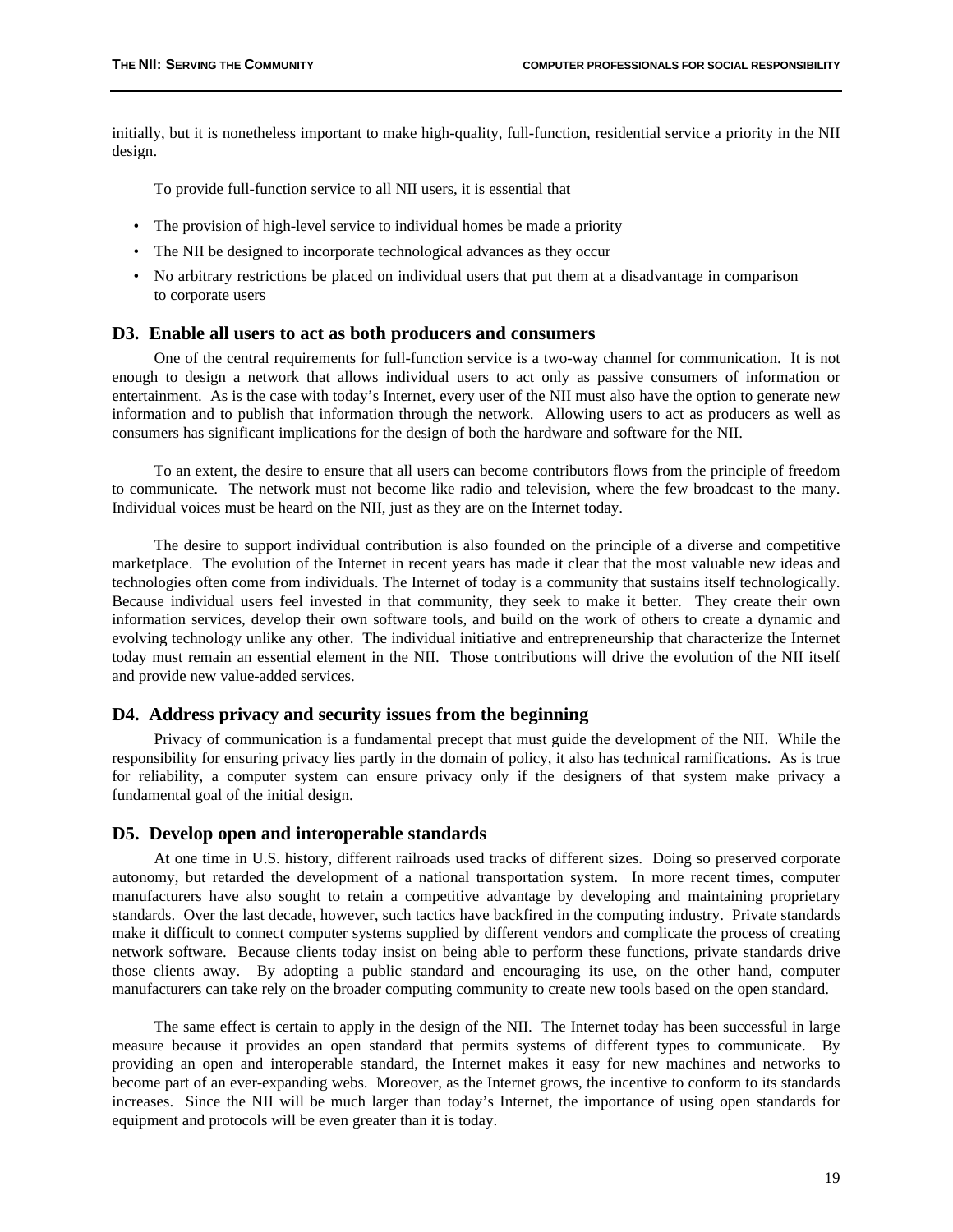initially, but it is nonetheless important to make high-quality, full-function, residential service a priority in the NII design.

To provide full-function service to all NII users, it is essential that

- The provision of high-level service to individual homes be made a priority
- The NII be designed to incorporate technological advances as they occur
- No arbitrary restrictions be placed on individual users that put them at a disadvantage in comparison to corporate users

### D3. Enable all users to act as both producers and consumers

One of the central requirements for full-function service is a two-way channel for communication. It is not enough to design a network that allows individual users to act only as passive consumers of information or entertainment. As is the case with today's Internet, every user of the NII must also have the option to generate new information and to publish that information through the network. Allowing users to act as producers as well as consumers has significant implications for the design of both the hardware and software for the NII.

To an extent, the desire to ensure that all users can become contributors flows from the principle of freedom to communicate. The network must not become like radio and television, where the few broadcast to the many. Individual voices must be heard on the NII, just as they are on the Internet today.

The desire to support individual contribution is also founded on the principle of a diverse and competitive marketplace. The evolution of the Internet in recent years has made it clear that the most valuable new ideas and technologies often come from individuals. The Internet of today is a community that sustains itself technologically. Because individual users feel invested in that community, they seek to make it better. They create their own information services, develop their own software tools, and build on the work of others to create a dynamic and evolving technology unlike any other. The individual initiative and entrepreneurship that characterize the Internet today must remain an essential element in the NII. Those contributions will drive the evolution of the NII itself and provide new value-added services.

### D4. Address privacy and security issues from the beginning

Privacy of communication is a fundamental precept that must guide the development of the NII. While the responsibility for ensuring privacy lies partly in the domain of policy, it also has technical ramifications. As is true for reliability, a computer system can ensure privacy only if the designers of that system make privacy a fundamental goal of the initial design.

### D5. Develop open and interoperable standards

At one time in U.S. history, different railroads used tracks of different sizes. Doing so preserved corporate autonomy, but retarded the development of a national transportation system. In more recent times, computer manufacturers have also sought to retain a competitive advantage by developing and maintaining proprietary standards. Over the last decade, however, such tactics have backfired in the computing industry. Private standards make it difficult to connect computer systems supplied by different vendors and complicate the process of creating network software. Because clients today insist on being able to perform these functions, private standards drive those clients away. By adopting a public standard and encouraging its use, on the other hand, computer manufacturers can take rely on the broader computing community to create new tools based on the open standard.

The same effect is certain to apply in the design of the NII. The Internet today has been successful in large measure because it provides an open standard that permits systems of different types to communicate. By providing an open and interoperable standard, the Internet makes it easy for new machines and networks to become part of an ever-expanding webs. Moreover, as the Internet grows, the incentive to conform to its standards increases. Since the NII will be much larger than today's Internet, the importance of using open standards for equipment and protocols will be even greater than it is today.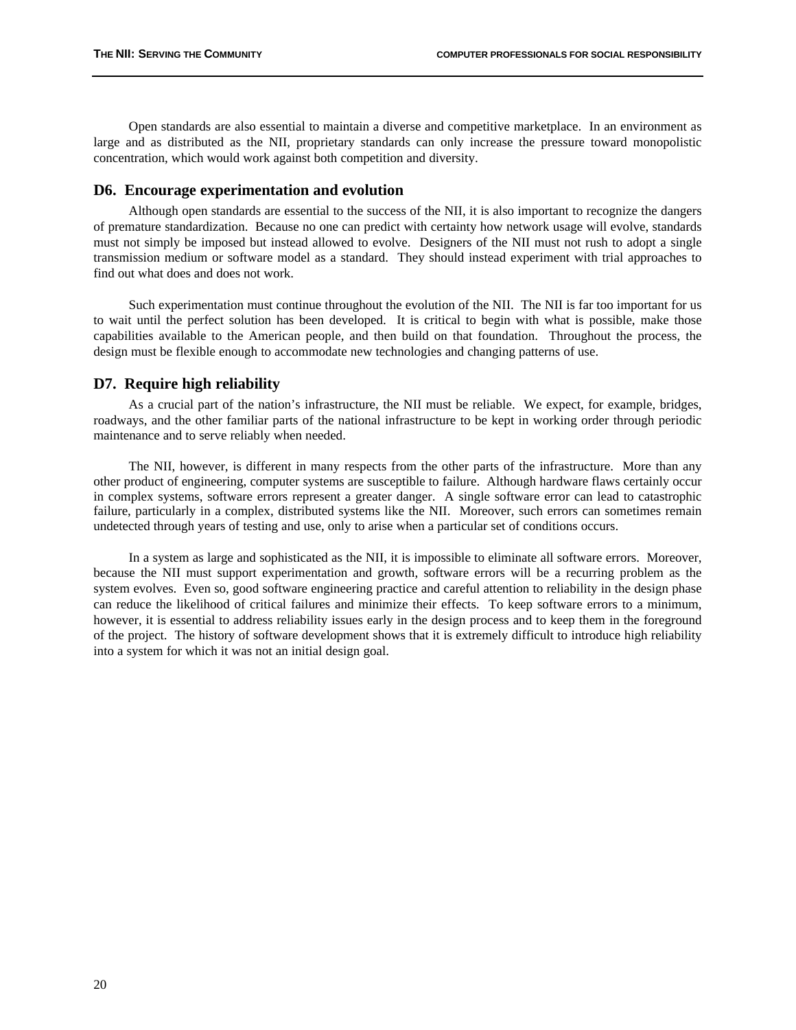Open standards are also essential to maintain a diverse and competitive marketplace. In an environment as large and as distributed as the NII, proprietary standards can only increase the pressure toward monopolistic concentration, which would work against both competition and diversity.

### D6. Encourage experimentation and evolution

Although open standards are essential to the success of the NII, it is also important to recognize the dangers of premature standardization. Because no one can predict with certainty how network usage will evolve, standards must not simply be imposed but instead allowed to evolve. Designers of the NII must not rush to adopt a single transmission medium or software model as a standard. They should instead experiment with trial approaches to find out what does and does not work.

Such experimentation must continue throughout the evolution of the NII. The NII is far too important for us to wait until the perfect solution has been developed. It is critical to begin with what is possible, make those capabilities available to the American people, and then build on that foundation. Throughout the process, the design must be flexible enough to accommodate new technologies and changing patterns of use.

### D7. Require high reliability

As a crucial part of the nation's infrastructure, the NII must be reliable. We expect, for example, bridges, roadways, and the other familiar parts of the national infrastructure to be kept in working order through periodic maintenance and to serve reliably when needed.

The NII, however, is different in many respects from the other parts of the infrastructure. More than any other product of engineering, computer systems are susceptible to failure. Although hardware flaws certainly occur in complex systems, software errors represent a greater danger. A single software error can lead to catastrophic failure, particularly in a complex, distributed systems like the NII. Moreover, such errors can sometimes remain undetected through years of testing and use, only to arise when a particular set of conditions occurs.

In a system as large and sophisticated as the NII, it is impossible to eliminate all software errors. Moreover, because the NII must support experimentation and growth, software errors will be a recurring problem as the system evolves. Even so, good software engineering practice and careful attention to reliability in the design phase can reduce the likelihood of critical failures and minimize their effects. To keep software errors to a minimum, however, it is essential to address reliability issues early in the design process and to keep them in the foreground of the project. The history of software development shows that it is extremely difficult to introduce high reliability into a system for which it was not an initial design goal.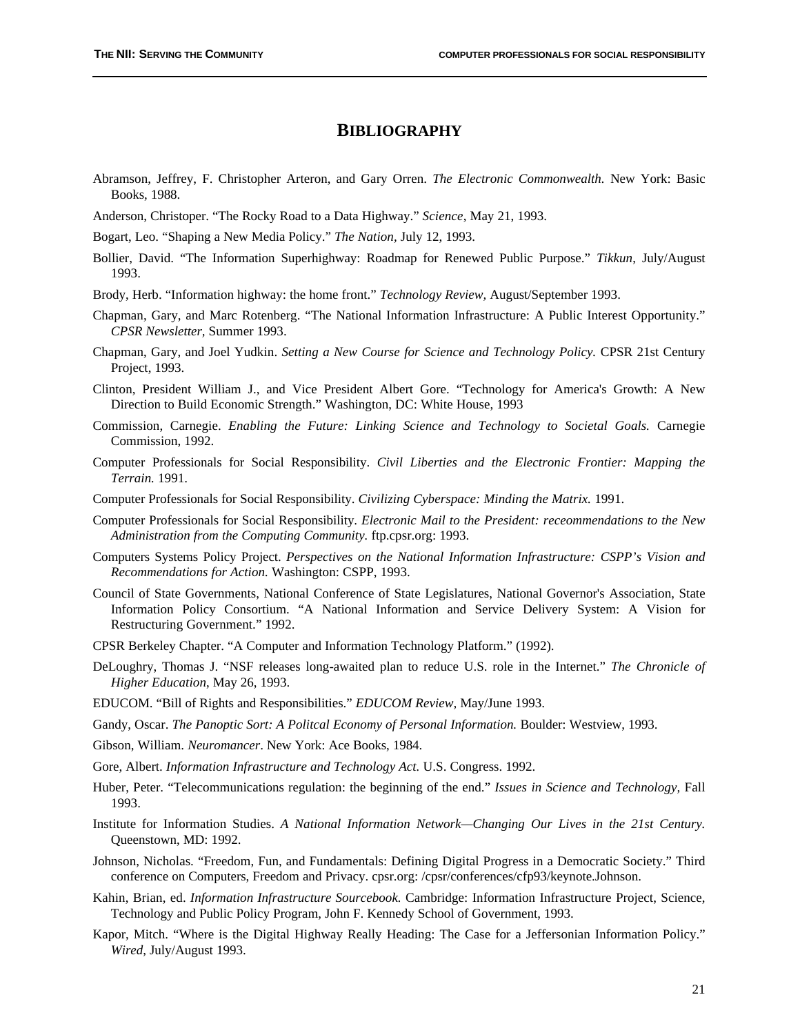# BIBLIOGRAPHY

Abramson, Jeffrey, F. Christopher Arteron, and Gary Orren. *The Electronic Commonwealth.* New York: Basic Books, 1988.

Anderson, Christoper. "The Rocky Road to a Data Highway." *Science*, May 21, 1993.

Bogart, Leo. "Shaping a New Media Policy." *The Nation*, July 12, 1993.

Bollier, David. "The Information Superhighway: Roadmap for Renewed Public Purpose." *Tikkun*, July/August 1993.

Brody, Herb. "Information highway: the home front." *Technology Review,* August/September 1993.

Chapman, Gary, and Marc Rotenberg. "The National Information Infrastructure: A Public Interest Opportunity." *CPSR Newsletter*, Summer 1993.

Chapman, Gary, and Joel Yudkin. *Setting a New Course for Science and Technology Policy.* CPSR 21st Century Project, 1993.

Clinton, President William J., and Vice President Albert Gore. "Technology for America's Growth: A New Direction to Build Economic Strength." Washington, DC: White House, 1993

Commission, Carnegie. *Enabling the Future: Linking Science and Technology to Societal Goals.* Carnegie Commission, 1992.

Computer Professionals for Social Responsibility. *Civil Liberties and the Electronic Frontier: Mapping the Terrain.* 1991.

Computer Professionals for Social Responsibility. *Civilizing Cyberspace: Minding the Matrix.* 1991.

Computer Professionals for Social Responsibility. *Electronic Mail to the President: receommendations to the New Administration from the Computing Community.* ftp.cpsr.org: 1993.

Computers Systems Policy Project. *Perspectives on the National Information Infrastructure: CSPP's Vision and Recommendations for Action.* Washington: CSPP, 1993.

Council of State Governments, National Conference of State Legislatures, National Governor's Association, State Information Policy Consortium. "A National Information and Service Delivery System: A Vision for Restructuring Government." 1992.

CPSR Berkeley Chapter. "A Computer and Information Technology Platform." (1992).

DeLoughry, Thomas J. "NSF releases long-awaited plan to reduce U.S. role in the Internet." *The Chronicle of Higher Education*, May 26, 1993.

EDUCOM. "Bill of Rights and Responsibilities." *EDUCOM Review,* May/June 1993.

Gandy, Oscar. *The Panoptic Sort: A Politcal Economy of Personal Information.* Boulder: Westview, 1993.

Gibson, William. *Neuromancer*. New York: Ace Books, 1984.

Gore, Albert. *Information Infrastructure and Technology Act.* U.S. Congress. 1992.

Huber, Peter. "Telecommunications regulation: the beginning of the end." *Issues in Science and Technology,* Fall 1993.

Institute for Information Studies. *A National Information Network—Changing Our Lives in the 21st Century.* Queenstown, MD: 1992.

Johnson, Nicholas. "Freedom, Fun, and Fundamentals: Defining Digital Progress in a Democratic Society." Third conference on Computers, Freedom and Privacy. cpsr.org: /cpsr/conferences/cfp93/keynote.Johnson.

Kahin, Brian, ed. *Information Infrastructure Sourcebook.* Cambridge: Information Infrastructure Project, Science, Technology and Public Policy Program, John F. Kennedy School of Government, 1993.

Kapor, Mitch. "Where is the Digital Highway Really Heading: The Case for a Jeffersonian Information Policy." *Wired*, July/August 1993.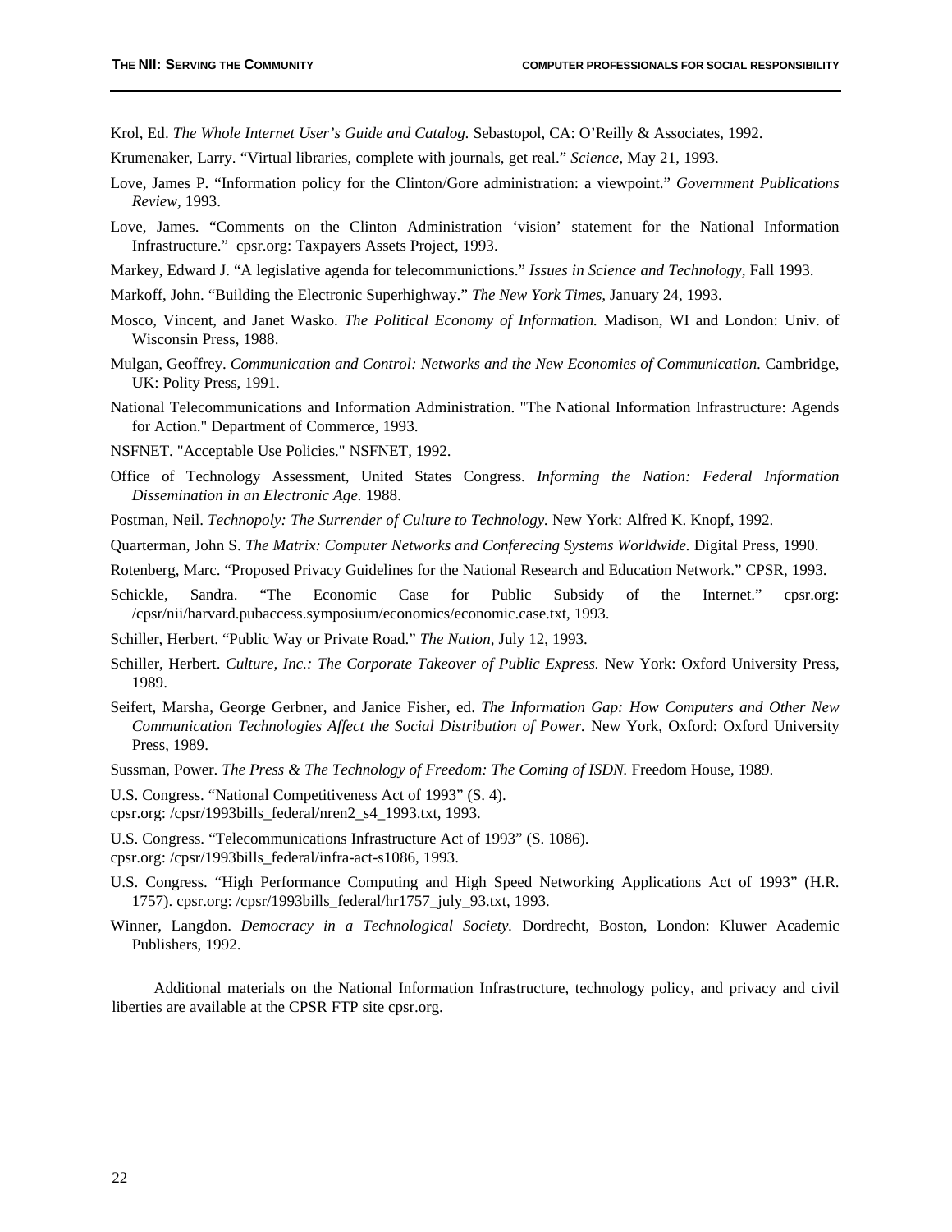Krol, Ed. *The Whole Internet User's Guide and Catalog.* Sebastopol, CA: O'Reilly & Associates, 1992.

Krumenaker, Larry. "Virtual libraries, complete with journals, get real." *Science,* May 21, 1993.

Love, James P. "Information policy for the Clinton/Gore administration: a viewpoint." *Government Publications Review,* 1993.

Love, James. "Comments on the Clinton Administration 'vision' statement for the National Information Infrastructure." cpsr.org: Taxpayers Assets Project, 1993.

Markey, Edward J. "A legislative agenda for telecommunictions." *Issues in Science and Technology,* Fall 1993.

Markoff, John. "Building the Electronic Superhighway." *The New York Times,* January 24, 1993.

Mosco, Vincent, and Janet Wasko. *The Political Economy of Information.* Madison, WI and London: Univ. of Wisconsin Press, 1988.

Mulgan, Geoffrey. *Communication and Control: Networks and the New Economies of Communication.* Cambridge, UK: Polity Press, 1991.

National Telecommunications and Information Administration. "The National Information Infrastructure: Agends for Action." Department of Commerce, 1993.

NSFNET. "Acceptable Use Policies." NSFNET, 1992.

Office of Technology Assessment, United States Congress. *Informing the Nation: Federal Information Dissemination in an Electronic Age.* 1988.

Postman, Neil. *Technopoly: The Surrender of Culture to Technology.* New York: Alfred K. Knopf, 1992.

Quarterman, John S. *The Matrix: Computer Networks and Conferecing Systems Worldwide.* Digital Press, 1990.

Rotenberg, Marc. "Proposed Privacy Guidelines for the National Research and Education Network." CPSR, 1993.

Schickle, Sandra. "The Economic Case for Public Subsidy of the Internet." cpsr.org: /cpsr/nii/harvard.pubaccess.symposium/economics/economic.case.txt, 1993.

Schiller, Herbert. "Public Way or Private Road." *The Nation,* July 12, 1993.

Schiller, Herbert. *Culture, Inc.: The Corporate Takeover of Public Express.* New York: Oxford University Press, 1989.

Seifert, Marsha, George Gerbner, and Janice Fisher, ed. *The Information Gap: How Computers and Other New Communication Technologies Affect the Social Distribution of Power.* New York, Oxford: Oxford University Press, 1989.

Sussman, Power. *The Press & The Technology of Freedom: The Coming of ISDN.* Freedom House, 1989.

U.S. Congress. "National Competitiveness Act of 1993" (S. 4).
cpsr.org: /cpsr/1993bills_federal/nren2_s4_1993.txt, 1993.

U.S. Congress. "Telecommunications Infrastructure Act of 1993" (S. 1086).
cpsr.org: /cpsr/1993bills_federal/infra-act-s1086, 1993.

U.S. Congress. "High Performance Computing and High Speed Networking Applications Act of 1993" (H.R. 1757). cpsr.org: /cpsr/1993bills_federal/hr1757_july_93.txt, 1993.

Winner, Langdon. *Democracy in a Technological Society.* Dordrecht, Boston, London: Kluwer Academic Publishers, 1992.

Additional materials on the National Information Infrastructure, technology policy, and privacy and civil liberties are available at the CPSR FTP site cpsr.org.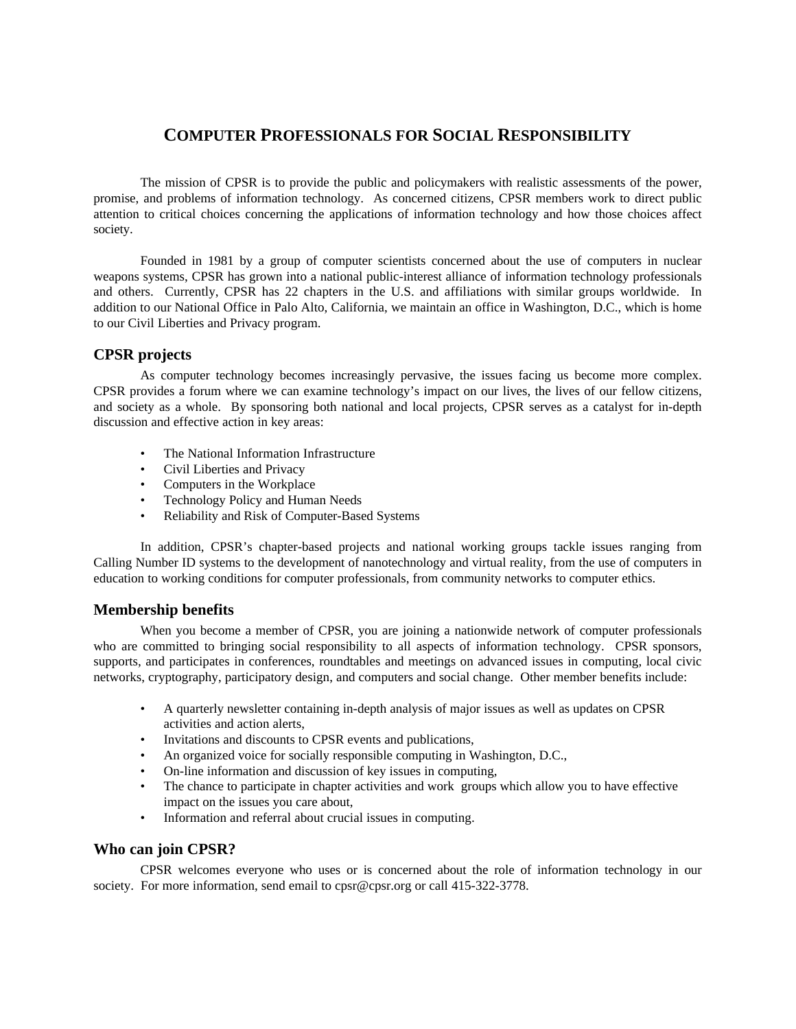# COMPUTER PROFESSIONALS FOR SOCIAL RESPONSIBILITY

The mission of CPSR is to provide the public and policymakers with realistic assessments of the power, promise, and problems of information technology. As concerned citizens, CPSR members work to direct public attention to critical choices concerning the applications of information technology and how those choices affect society.

Founded in 1981 by a group of computer scientists concerned about the use of computers in nuclear weapons systems, CPSR has grown into a national public-interest alliance of information technology professionals and others. Currently, CPSR has 22 chapters in the U.S. and affiliations with similar groups worldwide. In addition to our National Office in Palo Alto, California, we maintain an office in Washington, D.C., which is home to our Civil Liberties and Privacy program.

## CPSR projects

As computer technology becomes increasingly pervasive, the issues facing us become more complex. CPSR provides a forum where we can examine technology's impact on our lives, the lives of our fellow citizens, and society as a whole. By sponsoring both national and local projects, CPSR serves as a catalyst for in-depth discussion and effective action in key areas:

- The National Information Infrastructure
- Civil Liberties and Privacy
- Computers in the Workplace
- Technology Policy and Human Needs
- Reliability and Risk of Computer-Based Systems

In addition, CPSR's chapter-based projects and national working groups tackle issues ranging from Calling Number ID systems to the development of nanotechnology and virtual reality, from the use of computers in education to working conditions for computer professionals, from community networks to computer ethics.

## Membership benefits

When you become a member of CPSR, you are joining a nationwide network of computer professionals who are committed to bringing social responsibility to all aspects of information technology. CPSR sponsors, supports, and participates in conferences, roundtables and meetings on advanced issues in computing, local civic networks, cryptography, participatory design, and computers and social change. Other member benefits include:

- A quarterly newsletter containing in-depth analysis of major issues as well as updates on CPSR activities and action alerts,
- Invitations and discounts to CPSR events and publications,
- An organized voice for socially responsible computing in Washington, D.C.,
- On-line information and discussion of key issues in computing,
- The chance to participate in chapter activities and work groups which allow you to have effective impact on the issues you care about,
- Information and referral about crucial issues in computing.

## Who can join CPSR?

CPSR welcomes everyone who uses or is concerned about the role of information technology in our society. For more information, send email to cpsr@cpsr.org or call 415-322-3778.